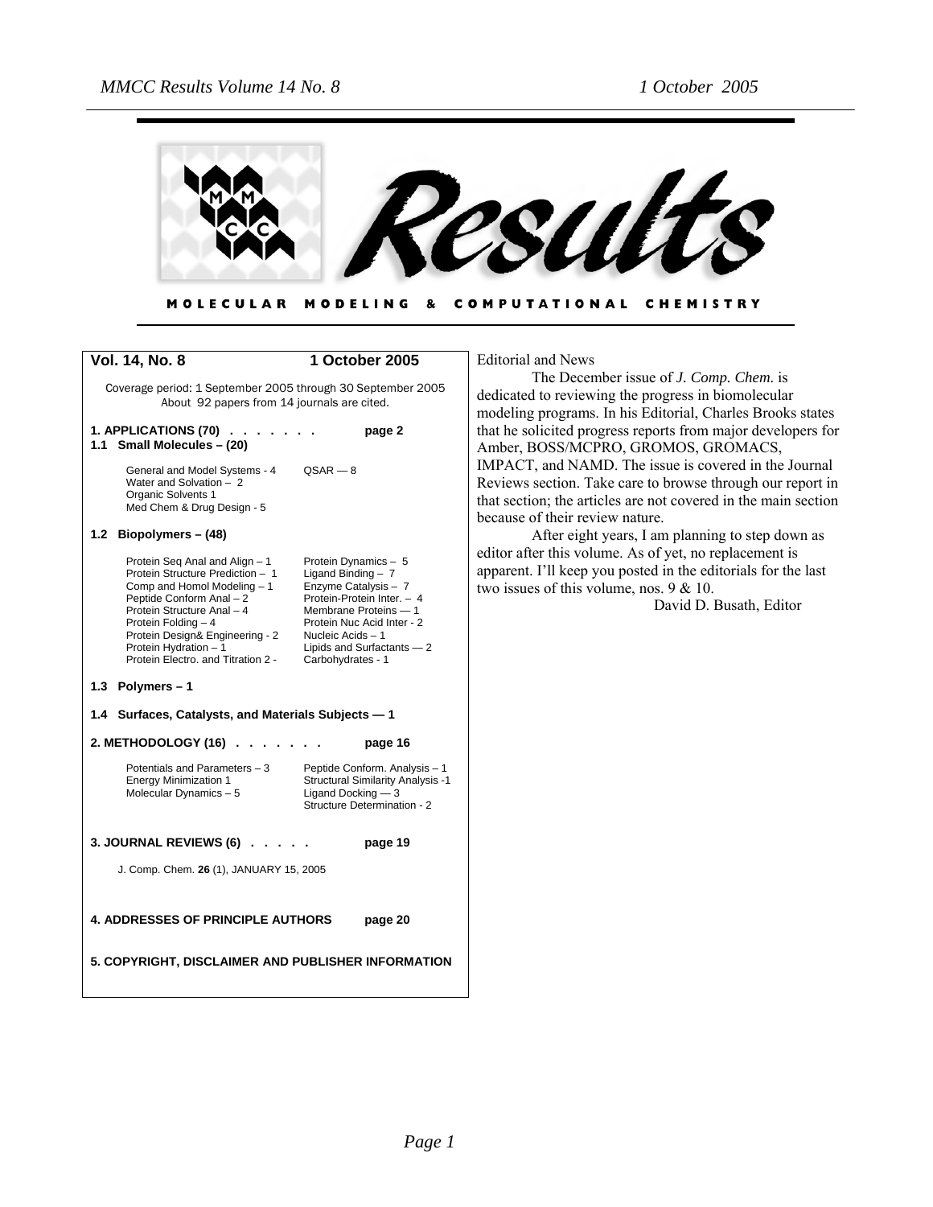# Results

**MOLECULAR MODELING & COMPUTATIONAL CHEMISTRY**

**Vol. 14, No. 8** **1 October 2005**

Coverage period: 1 September 2005 through 30 September 2005
About 92 papers from 14 journals are cited.

**1. APPLICATIONS (70) . . . . . . . page 2**

**1.1 Small Molecules – (20)**

| | |
|---|---|
| General and Model Systems - 4 | QSAR — 8 |
| Water and Solvation – 2 | |
| Organic Solvents 1 | |
| Med Chem & Drug Design - 5 | |

**1.2 Biopolymers – (48)**

| | |
|---|---|
| Protein Seq Anal and Align – 1 | Protein Dynamics – 5 |
| Protein Structure Prediction – 1 | Ligand Binding – 7 |
| Comp and Homol Modeling – 1 | Enzyme Catalysis – 7 |
| Peptide Conform Anal – 2 | Protein-Protein Inter. – 4 |
| Protein Structure Anal – 4 | Membrane Proteins — 1 |
| Protein Folding – 4 | Protein Nuc Acid Inter - 2 |
| Protein Design& Engineering - 2 | Nucleic Acids – 1 |
| Protein Hydration – 1 | Lipids and Surfactants — 2 |
| Protein Electro. and Titration 2 - | Carbohydrates - 1 |

**1.3 Polymers – 1**

**1.4 Surfaces, Catalysts, and Materials Subjects — 1**

**2. METHODOLOGY (16) . . . . . . . page 16**

| | |
|---|---|
| Potentials and Parameters – 3 | Peptide Conform. Analysis – 1 |
| Energy Minimization 1 | Structural Similarity Analysis -1 |
| Molecular Dynamics – 5 | Ligand Docking — 3 |
| | Structure Determination - 2 |

**3. JOURNAL REVIEWS (6) . . . . . page 19**

J. Comp. Chem. **26** (1), JANUARY 15, 2005

**4. ADDRESSES OF PRINCIPLE AUTHORS page 20**

**5. COPYRIGHT, DISCLAIMER AND PUBLISHER INFORMATION**

Editorial and News

The December issue of *J. Comp. Chem.* is dedicated to reviewing the progress in biomolecular modeling programs. In his Editorial, Charles Brooks states that he solicited progress reports from major developers for Amber, BOSS/MCPRO, GROMOS, GROMACS, IMPACT, and NAMD. The issue is covered in the Journal Reviews section. Take care to browse through our report in that section; the articles are not covered in the main section because of their review nature.

After eight years, I am planning to step down as editor after this volume. As of yet, no replacement is apparent. I'll keep you posted in the editorials for the last two issues of this volume, nos. 9 & 10.

David D. Busath, Editor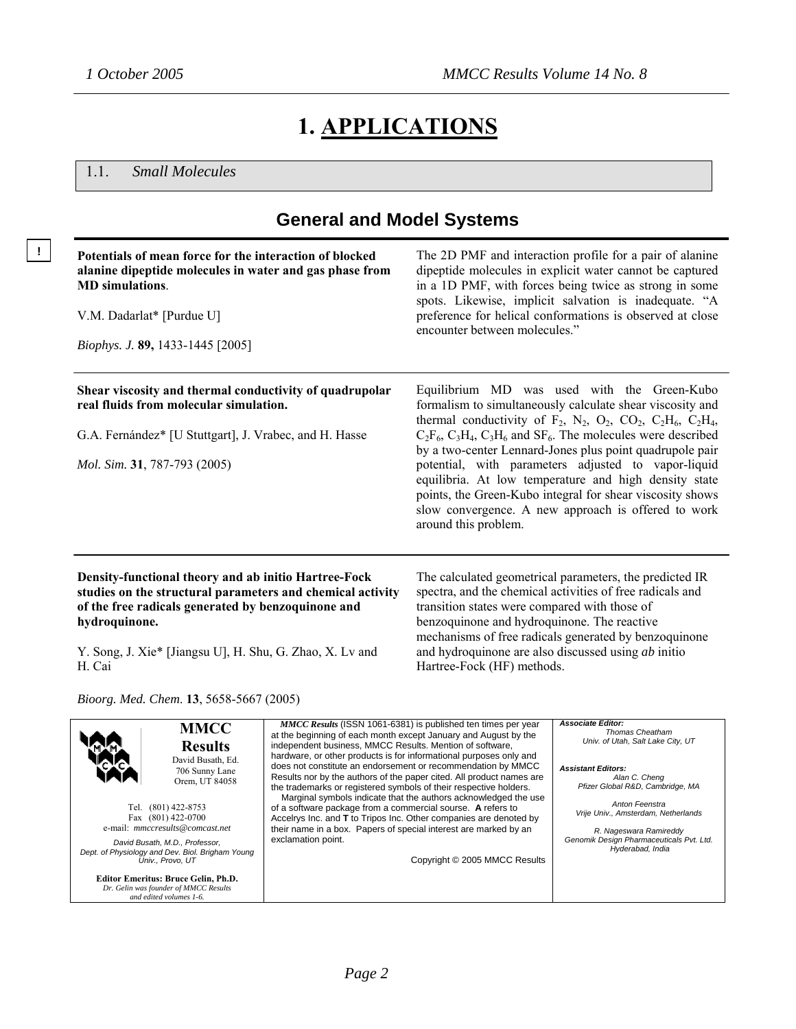# 1. APPLICATIONS

## 1.1. *Small Molecules*

### General and Model Systems

! **Potentials of mean force for the interaction of blocked alanine dipeptide molecules in water and gas phase from MD simulations**.

V.M. Dadarlat* [Purdue U]

*Biophys. J.* **89,** 1433-1445 [2005]

The 2D PMF and interaction profile for a pair of alanine dipeptide molecules in explicit water cannot be captured in a 1D PMF, with forces being twice as strong in some spots. Likewise, implicit salvation is inadequate. "A preference for helical conformations is observed at close encounter between molecules."

---

**Shear viscosity and thermal conductivity of quadrupolar real fluids from molecular simulation.**

G.A. Fernández* [U Stuttgart], J. Vrabec, and H. Hasse

*Mol. Sim.* **31**, 787-793 (2005)

Equilibrium MD was used with the Green-Kubo formalism to simultaneously calculate shear viscosity and thermal conductivity of $F_2$, $N_2$, $O_2$, $CO_2$, $C_2H_6$, $C_2H_4$, $C_2F_6$, $C_3H_4$, $C_3H_6$ and $SF_6$. The molecules were described by a two-center Lennard-Jones plus point quadrupole pair potential, with parameters adjusted to vapor-liquid equilibria. At low temperature and high density state points, the Green-Kubo integral for shear viscosity shows slow convergence. A new approach is offered to work around this problem.

---

**Density-functional theory and ab initio Hartree-Fock studies on the structural parameters and chemical activity of the free radicals generated by benzoquinone and hydroquinone.**

Y. Song, J. Xie* [Jiangsu U], H. Shu, G. Zhao, X. Lv and H. Cai

*Bioorg. Med. Chem.* **13**, 5658-5667 (2005)

The calculated geometrical parameters, the predicted IR spectra, and the chemical activities of free radicals and transition states were compared with those of benzoquinone and hydroquinone. The reactive mechanisms of free radicals generated by benzoquinone and hydroquinone are also discussed using *ab* initio Hartree-Fock (HF) methods.

---

**MMCC Results**
David Busath, Ed.
706 Sunny Lane
Orem, UT 84058

Tel. (801) 422-8753
Fax (801) 422-0700
e-mail: *mmccresults@comcast.net*

*David Busath, M.D., Professor, Dept. of Physiology and Dev. Biol. Brigham Young Univ., Provo, UT*

**Editor Emeritus: Bruce Gelin, Ph.D.**
*Dr. Gelin was founder of MMCC Results and edited volumes 1-6.*

***MMCC Results*** (ISSN 1061-6381) is published ten times per year at the beginning of each month except January and August by the independent business, MMCC Results. Mention of software, hardware, or other products is for informational purposes only and does not constitute an endorsement or recommendation by MMCC Results nor by the authors of the paper cited. All product names are the trademarks or registered symbols of their respective holders.

Marginal symbols indicate that the authors acknowledged the use of a software package from a commercial sourse. **A** refers to Accelrys Inc. and **T** to Tripos Inc. Other companies are denoted by their name in a box. Papers of special interest are marked by an exclamation point.

Copyright © 2005 MMCC Results

***Associate Editor:***
*Thomas Cheatham*
*Univ. of Utah, Salt Lake City, UT*

***Assistant Editors:***
*Alan C. Cheng*
*Pfizer Global R&D, Cambridge, MA*

*Anton Feenstra*
*Vrije Univ., Amsterdam, Netherlands*

*R. Nageswara Ramireddy*
*Genomik Design Pharmaceuticals Pvt. Ltd. Hyderabad, India*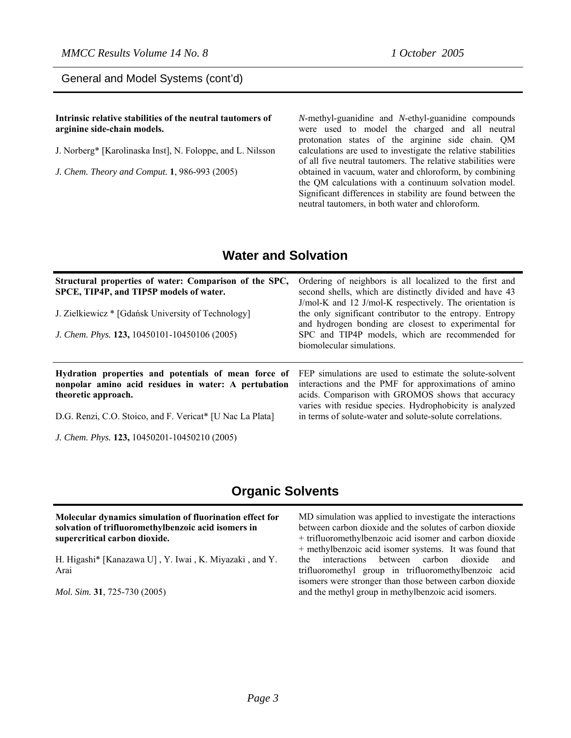## General and Model Systems (cont'd)

**Intrinsic relative stabilities of the neutral tautomers of arginine side-chain models.**

J. Norberg* [Karolinaska Inst], N. Foloppe, and L. Nilsson

*J. Chem. Theory and Comput.* **1**, 986-993 (2005)

*N*-methyl-guanidine and *N*-ethyl-guanidine compounds were used to model the charged and all neutral protonation states of the arginine side chain. QM calculations are used to investigate the relative stabilities of all five neutral tautomers. The relative stabilities were obtained in vacuum, water and chloroform, by combining the QM calculations with a continuum solvation model. Significant differences in stability are found between the neutral tautomers, in both water and chloroform.

## Water and Solvation

**Structural properties of water: Comparison of the SPC, SPCE, TIP4P, and TIP5P models of water.**

J. Zielkiewicz * [Gdańsk University of Technology]

*J. Chem. Phys.* **123,** 10450101-10450106 (2005)

Ordering of neighbors is all localized to the first and second shells, which are distinctly divided and have 43 J/mol-K and 12 J/mol-K respectively. The orientation is the only significant contributor to the entropy. Entropy and hydrogen bonding are closest to experimental for SPC and TIP4P models, which are recommended for biomolecular simulations.

**Hydration properties and potentials of mean force of nonpolar amino acid residues in water: A pertubation theoretic approach.**

D.G. Renzi, C.O. Stoico, and F. Vericat* [U Nac La Plata]

*J. Chem. Phys.* **123,** 10450201-10450210 (2005)

FEP simulations are used to estimate the solute-solvent interactions and the PMF for approximations of amino acids. Comparison with GROMOS shows that accuracy varies with residue species. Hydrophobicity is analyzed in terms of solute-water and solute-solute correlations.

## Organic Solvents

**Molecular dynamics simulation of fluorination effect for solvation of trifluoromethylbenzoic acid isomers in supercritical carbon dioxide.**

H. Higashi* [Kanazawa U] , Y. Iwai , K. Miyazaki , and Y. Arai

*Mol. Sim.* **31**, 725-730 (2005)

MD simulation was applied to investigate the interactions between carbon dioxide and the solutes of carbon dioxide + trifluoromethylbenzoic acid isomer and carbon dioxide + methylbenzoic acid isomer systems. It was found that the interactions between carbon dioxide and trifluoromethyl group in trifluoromethylbenzoic acid isomers were stronger than those between carbon dioxide and the methyl group in methylbenzoic acid isomers.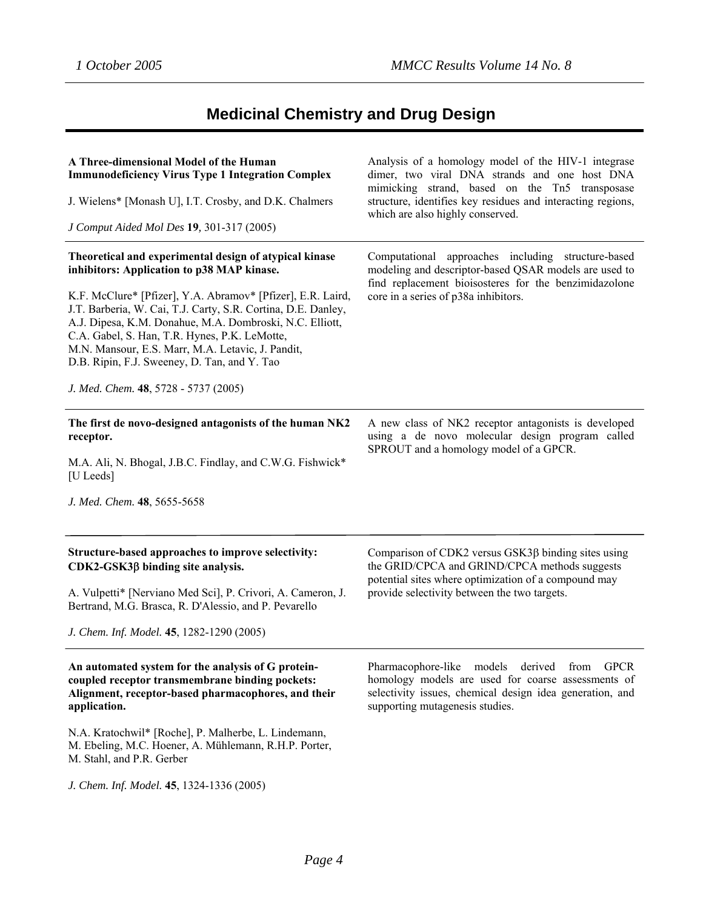# Medicinal Chemistry and Drug Design

**A Three-dimensional Model of the Human Immunodeficiency Virus Type 1 Integration Complex**

J. Wielens* [Monash U], I.T. Crosby, and D.K. Chalmers

*J Comput Aided Mol Des* **19**, 301-317 (2005)

Analysis of a homology model of the HIV-1 integrase dimer, two viral DNA strands and one host DNA mimicking strand, based on the Tn5 transposase structure, identifies key residues and interacting regions, which are also highly conserved.

---

**Theoretical and experimental design of atypical kinase inhibitors: Application to p38 MAP kinase.**

K.F. McClure* [Pfizer], Y.A. Abramov* [Pfizer], E.R. Laird, J.T. Barberia, W. Cai, T.J. Carty, S.R. Cortina, D.E. Danley, A.J. Dipesa, K.M. Donahue, M.A. Dombroski, N.C. Elliott, C.A. Gabel, S. Han, T.R. Hynes, P.K. LeMotte, M.N. Mansour, E.S. Marr, M.A. Letavic, J. Pandit, D.B. Ripin, F.J. Sweeney, D. Tan, and Y. Tao

*J. Med. Chem.* **48**, 5728 - 5737 (2005)

Computational approaches including structure-based modeling and descriptor-based QSAR models are used to find replacement bioisosteres for the benzimidazolone core in a series of p38a inhibitors.

---

**The first de novo-designed antagonists of the human NK2 receptor.**

M.A. Ali, N. Bhogal, J.B.C. Findlay, and C.W.G. Fishwick* [U Leeds]

*J. Med. Chem.* **48**, 5655-5658

A new class of NK2 receptor antagonists is developed using a de novo molecular design program called SPROUT and a homology model of a GPCR.

---

**Structure-based approaches to improve selectivity: CDK2-GSK3β binding site analysis.**

A. Vulpetti* [Nerviano Med Sci], P. Crivori, A. Cameron, J. Bertrand, M.G. Brasca, R. D'Alessio, and P. Pevarello

*J. Chem. Inf. Model.* **45**, 1282-1290 (2005)

Comparison of CDK2 versus GSK3β binding sites using the GRID/CPCA and GRIND/CPCA methods suggests potential sites where optimization of a compound may provide selectivity between the two targets.

---

**An automated system for the analysis of G protein-coupled receptor transmembrane binding pockets: Alignment, receptor-based pharmacophores, and their application.**

N.A. Kratochwil* [Roche], P. Malherbe, L. Lindemann, M. Ebeling, M.C. Hoener, A. Mühlemann, R.H.P. Porter, M. Stahl, and P.R. Gerber

*J. Chem. Inf. Model.* **45**, 1324-1336 (2005)

Pharmacophore-like models derived from GPCR homology models are used for coarse assessments of selectivity issues, chemical design idea generation, and supporting mutagenesis studies.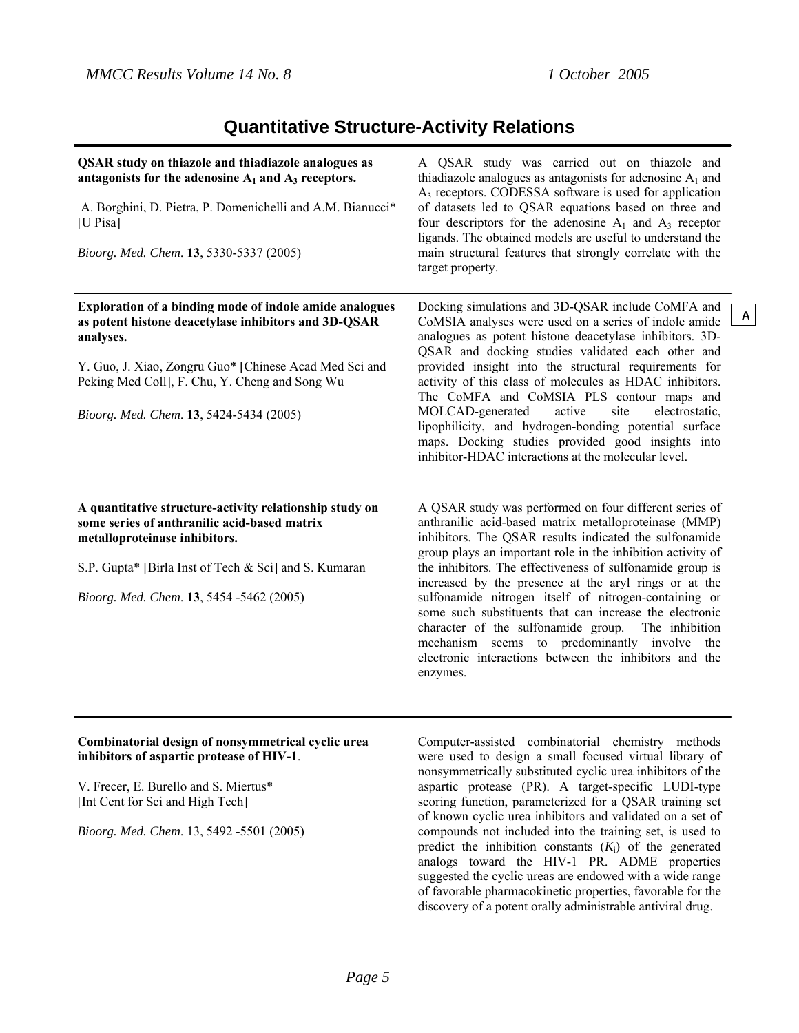## Quantitative Structure-Activity Relations

**QSAR study on thiazole and thiadiazole analogues as antagonists for the adenosine $A_1$ and $A_3$ receptors.**

A. Borghini, D. Pietra, P. Domenichelli and A.M. Bianucci* [U Pisa]

*Bioorg. Med. Chem.* **13**, 5330-5337 (2005)

A QSAR study was carried out on thiazole and thiadiazole analogues as antagonists for adenosine $A_1$ and $A_3$ receptors. CODESSA software is used for application of datasets led to QSAR equations based on three and four descriptors for the adenosine $A_1$ and $A_3$ receptor ligands. The obtained models are useful to understand the main structural features that strongly correlate with the target property.

---

**Exploration of a binding mode of indole amide analogues as potent histone deacetylase inhibitors and 3D-QSAR analyses.**

Y. Guo, J. Xiao, Zongru Guo* [Chinese Acad Med Sci and Peking Med Coll], F. Chu, Y. Cheng and Song Wu

*Bioorg. Med. Chem.* **13**, 5424-5434 (2005)

A

Docking simulations and 3D-QSAR include CoMFA and CoMSIA analyses were used on a series of indole amide analogues as potent histone deacetylase inhibitors. 3D-QSAR and docking studies validated each other and provided insight into the structural requirements for activity of this class of molecules as HDAC inhibitors. The CoMFA and CoMSIA PLS contour maps and MOLCAD-generated active site electrostatic, lipophilicity, and hydrogen-bonding potential surface maps. Docking studies provided good insights into inhibitor-HDAC interactions at the molecular level.

---

**A quantitative structure-activity relationship study on some series of anthranilic acid-based matrix metalloproteinase inhibitors.**

S.P. Gupta* [Birla Inst of Tech & Sci] and S. Kumaran

*Bioorg. Med. Chem.* **13**, 5454 -5462 (2005)

A QSAR study was performed on four different series of anthranilic acid-based matrix metalloproteinase (MMP) inhibitors. The QSAR results indicated the sulfonamide group plays an important role in the inhibition activity of the inhibitors. The effectiveness of sulfonamide group is increased by the presence at the aryl rings or at the sulfonamide nitrogen itself of nitrogen-containing or some such substituents that can increase the electronic character of the sulfonamide group. The inhibition mechanism seems to predominantly involve the electronic interactions between the inhibitors and the enzymes.

---

**Combinatorial design of nonsymmetrical cyclic urea inhibitors of aspartic protease of HIV-1**.

V. Frecer, E. Burello and S. Miertus* [Int Cent for Sci and High Tech]

*Bioorg. Med. Chem.* 13, 5492 -5501 (2005)

Computer-assisted combinatorial chemistry methods were used to design a small focused virtual library of nonsymmetrically substituted cyclic urea inhibitors of the aspartic protease (PR). A target-specific LUDI-type scoring function, parameterized for a QSAR training set of known cyclic urea inhibitors and validated on a set of compounds not included into the training set, is used to predict the inhibition constants ($K_i$) of the generated analogs toward the HIV-1 PR. ADME properties suggested the cyclic ureas are endowed with a wide range of favorable pharmacokinetic properties, favorable for the discovery of a potent orally administrable antiviral drug.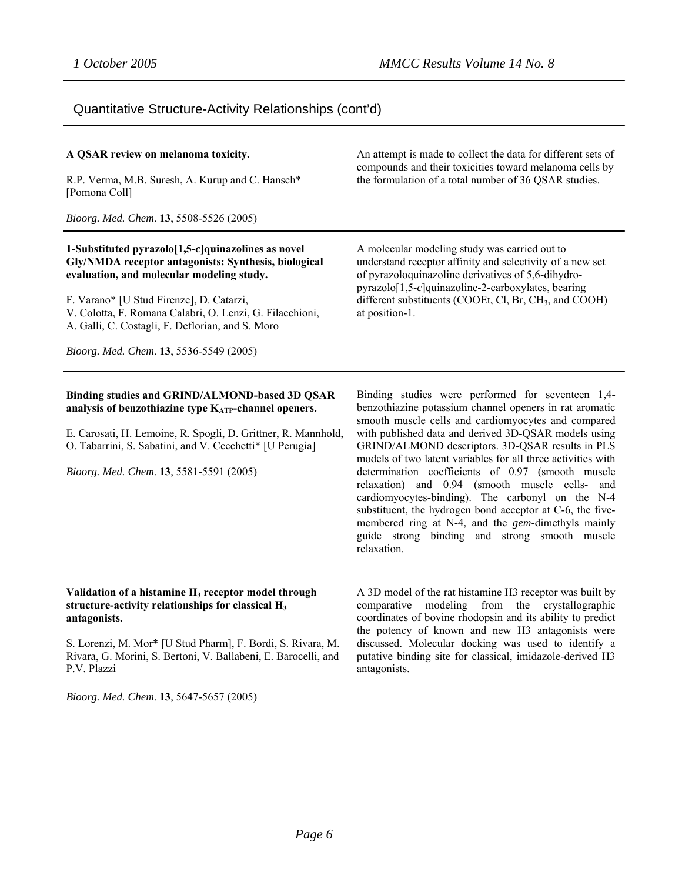## Quantitative Structure-Activity Relationships (cont'd)

**A QSAR review on melanoma toxicity.**

R.P. Verma, M.B. Suresh, A. Kurup and C. Hansch* [Pomona Coll]

*Bioorg. Med. Chem.* **13**, 5508-5526 (2005)

An attempt is made to collect the data for different sets of compounds and their toxicities toward melanoma cells by the formulation of a total number of 36 QSAR studies.

---

**1-Substituted pyrazolo[1,5-*c*]quinazolines as novel Gly/NMDA receptor antagonists: Synthesis, biological evaluation, and molecular modeling study.**

F. Varano* [U Stud Firenze], D. Catarzi, V. Colotta, F. Romana Calabri, O. Lenzi, G. Filacchioni, A. Galli, C. Costagli, F. Deflorian, and S. Moro

*Bioorg. Med. Chem.* **13**, 5536-5549 (2005)

A molecular modeling study was carried out to understand receptor affinity and selectivity of a new set of pyrazoloquinazoline derivatives of 5,6-dihydro-pyrazolo[1,5-*c*]quinazoline-2-carboxylates, bearing different substituents (COOEt, Cl, Br, $CH_3$, and COOH) at position-1.

---

**Binding studies and GRIND/ALMOND-based 3D QSAR analysis of benzothiazine type $K_{ATP}$-channel openers.**

E. Carosati, H. Lemoine, R. Spogli, D. Grittner, R. Mannhold, O. Tabarrini, S. Sabatini, and V. Cecchetti* [U Perugia]

*Bioorg. Med. Chem.* **13**, 5581-5591 (2005)

Binding studies were performed for seventeen 1,4-benzothiazine potassium channel openers in rat aromatic smooth muscle cells and cardiomyocytes and compared with published data and derived 3D-QSAR models using GRIND/ALMOND descriptors. 3D-QSAR results in PLS models of two latent variables for all three activities with determination coefficients of 0.97 (smooth muscle relaxation) and 0.94 (smooth muscle cells- and cardiomyocytes-binding). The carbonyl on the N-4 substituent, the hydrogen bond acceptor at C-6, the five-membered ring at N-4, and the *gem*-dimethyls mainly guide strong binding and strong smooth muscle relaxation.

---

**Validation of a histamine $H_3$ receptor model through structure-activity relationships for classical $H_3$ antagonists.**

S. Lorenzi, M. Mor* [U Stud Pharm], F. Bordi, S. Rivara, M. Rivara, G. Morini, S. Bertoni, V. Ballabeni, E. Barocelli, and P.V. Plazzi

*Bioorg. Med. Chem.* **13**, 5647-5657 (2005)

A 3D model of the rat histamine H3 receptor was built by comparative modeling from the crystallographic coordinates of bovine rhodopsin and its ability to predict the potency of known and new H3 antagonists were discussed. Molecular docking was used to identify a putative binding site for classical, imidazole-derived H3 antagonists.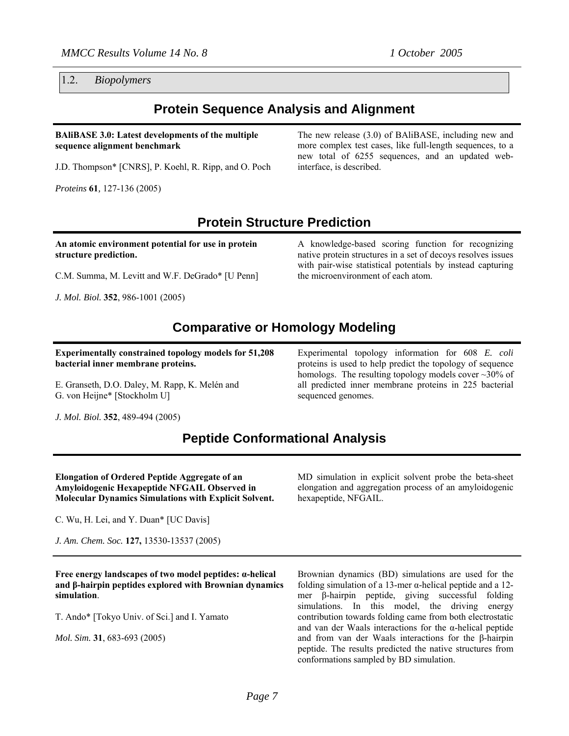### 1.2. *Biopolymers*

## Protein Sequence Analysis and Alignment

**BAliBASE 3.0: Latest developments of the multiple sequence alignment benchmark**

J.D. Thompson* [CNRS], P. Koehl, R. Ripp, and O. Poch

*Proteins* **61**, 127-136 (2005)

The new release (3.0) of BAliBASE, including new and more complex test cases, like full-length sequences, to a new total of 6255 sequences, and an updated web-interface, is described.

## Protein Structure Prediction

**An atomic environment potential for use in protein structure prediction.**

C.M. Summa, M. Levitt and W.F. DeGrado* [U Penn]

*J. Mol. Biol.* **352**, 986-1001 (2005)

A knowledge-based scoring function for recognizing native protein structures in a set of decoys resolves issues with pair-wise statistical potentials by instead capturing the microenvironment of each atom.

## Comparative or Homology Modeling

**Experimentally constrained topology models for 51,208 bacterial inner membrane proteins.**

E. Granseth, D.O. Daley, M. Rapp, K. Melén and G. von Heijne* [Stockholm U]

*J. Mol. Biol.* **352**, 489-494 (2005)

Experimental topology information for 608 *E. coli* proteins is used to help predict the topology of sequence homologs. The resulting topology models cover ~30% of all predicted inner membrane proteins in 225 bacterial sequenced genomes.

## Peptide Conformational Analysis

**Elongation of Ordered Peptide Aggregate of an Amyloidogenic Hexapeptide NFGAIL Observed in Molecular Dynamics Simulations with Explicit Solvent.**

C. Wu, H. Lei, and Y. Duan* [UC Davis]

*J. Am. Chem. Soc.* **127,** 13530-13537 (2005)

MD simulation in explicit solvent probe the beta-sheet elongation and aggregation process of an amyloidogenic hexapeptide, NFGAIL.

---

**Free energy landscapes of two model peptides: α-helical and β-hairpin peptides explored with Brownian dynamics simulation**.

T. Ando* [Tokyo Univ. of Sci.] and I. Yamato

*Mol. Sim.* **31**, 683-693 (2005)

Brownian dynamics (BD) simulations are used for the folding simulation of a 13-mer α-helical peptide and a 12-mer β-hairpin peptide, giving successful folding simulations. In this model, the driving energy contribution towards folding came from both electrostatic and van der Waals interactions for the α-helical peptide and from van der Waals interactions for the β-hairpin peptide. The results predicted the native structures from conformations sampled by BD simulation.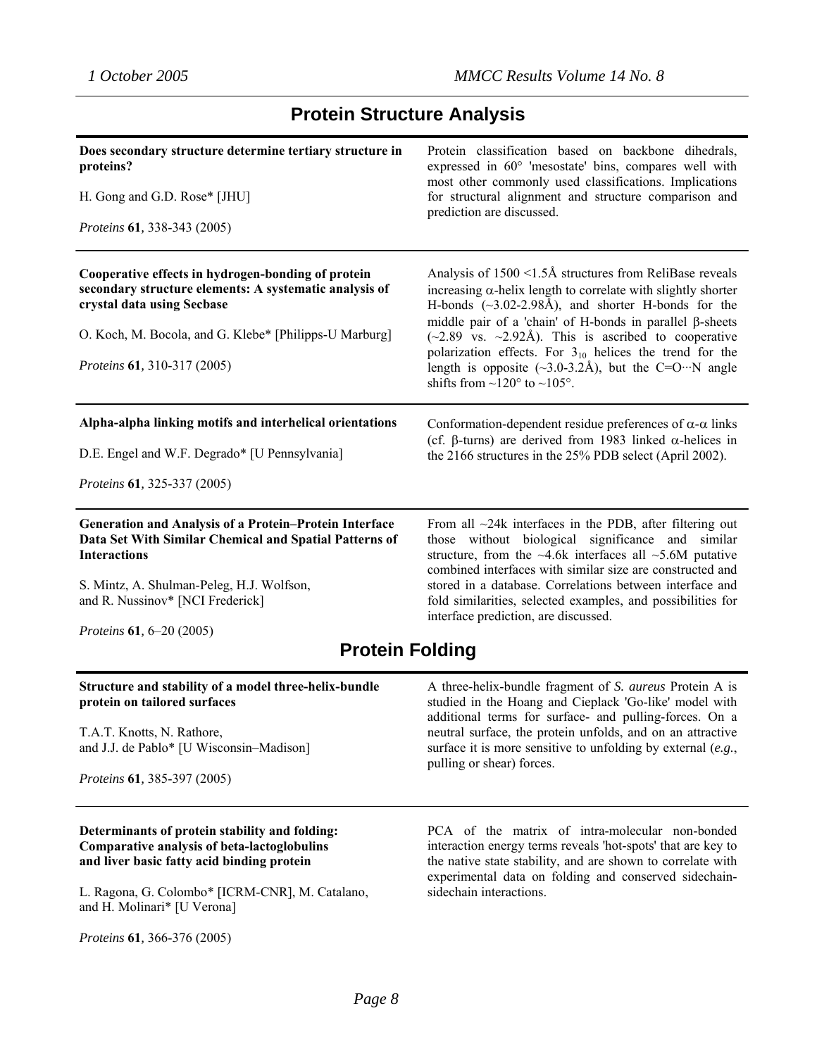## Protein Structure Analysis

**Does secondary structure determine tertiary structure in proteins?**

H. Gong and G.D. Rose* [JHU]

*Proteins* **61**, 338-343 (2005)

Protein classification based on backbone dihedrals, expressed in 60° 'mesostate' bins, compares well with most other commonly used classifications. Implications for structural alignment and structure comparison and prediction are discussed.

---

**Cooperative effects in hydrogen-bonding of protein secondary structure elements: A systematic analysis of crystal data using Secbase**

O. Koch, M. Bocola, and G. Klebe* [Philipps-U Marburg]

*Proteins* **61**, 310-317 (2005)

Analysis of 1500 <1.5Å structures from ReliBase reveals increasing α-helix length to correlate with slightly shorter H-bonds (~3.02-2.98Å), and shorter H-bonds for the middle pair of a 'chain' of H-bonds in parallel β-sheets (~2.89 vs. ~2.92Å). This is ascribed to cooperative polarization effects. For $3_{10}$ helices the trend for the length is opposite (~3.0-3.2Å), but the C=O···N angle shifts from ~120° to ~105°.

---

**Alpha-alpha linking motifs and interhelical orientations**

D.E. Engel and W.F. Degrado* [U Pennsylvania]

*Proteins* **61**, 325-337 (2005)

Conformation-dependent residue preferences of α-α links (cf. β-turns) are derived from 1983 linked α-helices in the 2166 structures in the 25% PDB select (April 2002).

---

**Generation and Analysis of a Protein–Protein Interface Data Set With Similar Chemical and Spatial Patterns of Interactions**

S. Mintz, A. Shulman-Peleg, H.J. Wolfson, and R. Nussinov* [NCI Frederick]

*Proteins* **61**, 6–20 (2005)

From all ~24k interfaces in the PDB, after filtering out those without biological significance and similar structure, from the ~4.6k interfaces all ~5.6M putative combined interfaces with similar size are constructed and stored in a database. Correlations between interface and fold similarities, selected examples, and possibilities for interface prediction, are discussed.

## Protein Folding

**Structure and stability of a model three-helix-bundle protein on tailored surfaces**

T.A.T. Knotts, N. Rathore, and J.J. de Pablo* [U Wisconsin–Madison]

*Proteins* **61**, 385-397 (2005)

A three-helix-bundle fragment of *S. aureus* Protein A is studied in the Hoang and Cieplack 'Go-like' model with additional terms for surface- and pulling-forces. On a neutral surface, the protein unfolds, and on an attractive surface it is more sensitive to unfolding by external (*e.g.*, pulling or shear) forces.

---

**Determinants of protein stability and folding: Comparative analysis of beta-lactoglobulins and liver basic fatty acid binding protein**

L. Ragona, G. Colombo* [ICRM-CNR], M. Catalano, and H. Molinari* [U Verona]

*Proteins* **61**, 366-376 (2005)

PCA of the matrix of intra-molecular non-bonded interaction energy terms reveals 'hot-spots' that are key to the native state stability, and are shown to correlate with experimental data on folding and conserved sidechain-sidechain interactions.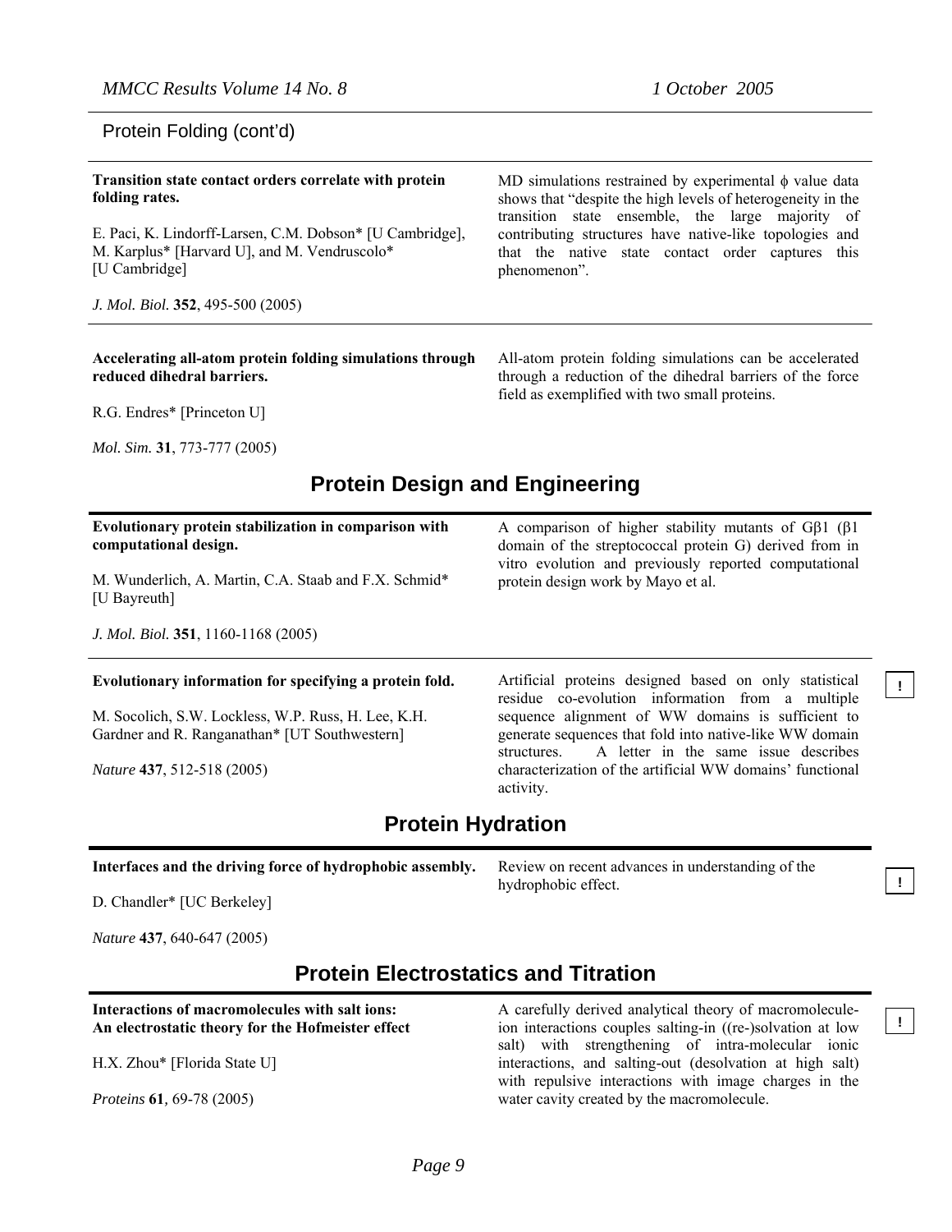Protein Folding (cont'd)

**Transition state contact orders correlate with protein folding rates.**

E. Paci, K. Lindorff-Larsen, C.M. Dobson* [U Cambridge], M. Karplus* [Harvard U], and M. Vendruscolo* [U Cambridge]

*J. Mol. Biol.* **352**, 495-500 (2005)

MD simulations restrained by experimental $\phi$ value data shows that "despite the high levels of heterogeneity in the transition state ensemble, the large majority of contributing structures have native-like topologies and that the native state contact order captures this phenomenon".

---

**Accelerating all-atom protein folding simulations through reduced dihedral barriers.**

R.G. Endres* [Princeton U]

*Mol. Sim.* **31**, 773-777 (2005)

All-atom protein folding simulations can be accelerated through a reduction of the dihedral barriers of the force field as exemplified with two small proteins.

## Protein Design and Engineering

**Evolutionary protein stabilization in comparison with computational design.**

M. Wunderlich, A. Martin, C.A. Staab and F.X. Schmid* [U Bayreuth]

*J. Mol. Biol.* **351**, 1160-1168 (2005)

A comparison of higher stability mutants of G$\beta$1 ($\beta$1 domain of the streptococcal protein G) derived from in vitro evolution and previously reported computational protein design work by Mayo et al.

---

**Evolutionary information for specifying a protein fold.**

M. Socolich, S.W. Lockless, W.P. Russ, H. Lee, K.H. Gardner and R. Ranganathan* [UT Southwestern]

*Nature* **437**, 512-518 (2005)

Artificial proteins designed based on only statistical residue co-evolution information from a multiple sequence alignment of WW domains is sufficient to generate sequences that fold into native-like WW domain structures. A letter in the same issue describes characterization of the artificial WW domains' functional activity.

!

## Protein Hydration

**Interfaces and the driving force of hydrophobic assembly.**

D. Chandler* [UC Berkeley]

*Nature* **437**, 640-647 (2005)

Review on recent advances in understanding of the hydrophobic effect.

!

## Protein Electrostatics and Titration

**Interactions of macromolecules with salt ions: An electrostatic theory for the Hofmeister effect**

H.X. Zhou* [Florida State U]

*Proteins* **61**, 69-78 (2005)

A carefully derived analytical theory of macromolecule-ion interactions couples salting-in ((re-)solvation at low salt) with strengthening of intra-molecular ionic interactions, and salting-out (desolvation at high salt) with repulsive interactions with image charges in the water cavity created by the macromolecule.

!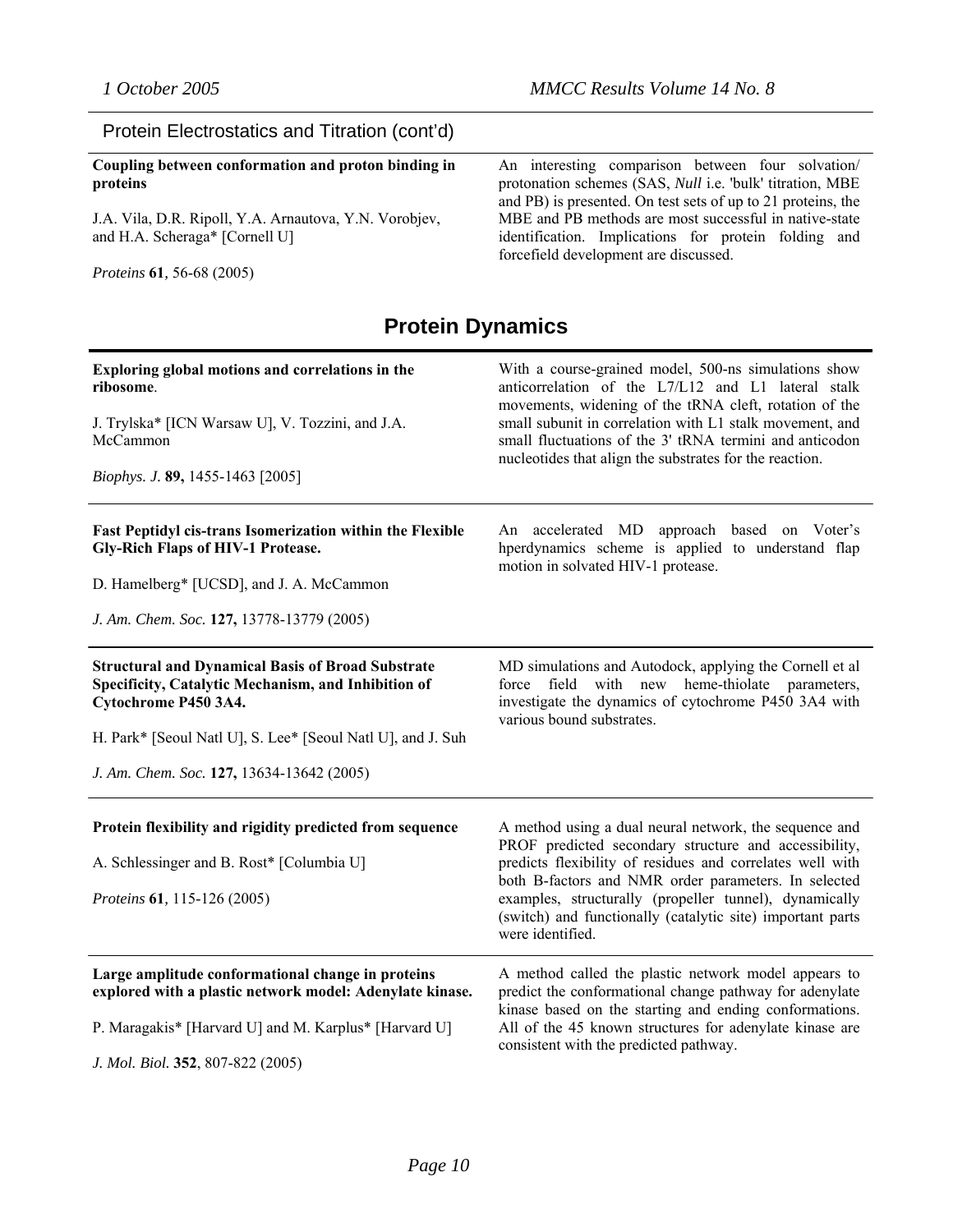## Protein Electrostatics and Titration (cont'd)

**Coupling between conformation and proton binding in proteins**

J.A. Vila, D.R. Ripoll, Y.A. Arnautova, Y.N. Vorobjev, and H.A. Scheraga* [Cornell U]

*Proteins* **61**, 56-68 (2005)

An interesting comparison between four solvation/ protonation schemes (SAS, *Null* i.e. 'bulk' titration, MBE and PB) is presented. On test sets of up to 21 proteins, the MBE and PB methods are most successful in native-state identification. Implications for protein folding and forcefield development are discussed.

# Protein Dynamics

**Exploring global motions and correlations in the ribosome**.

J. Trylska* [ICN Warsaw U], V. Tozzini, and J.A. McCammon

*Biophys. J.* **89,** 1455-1463 [2005]

With a course-grained model, 500-ns simulations show anticorrelation of the L7/L12 and L1 lateral stalk movements, widening of the tRNA cleft, rotation of the small subunit in correlation with L1 stalk movement, and small fluctuations of the 3' tRNA termini and anticodon nucleotides that align the substrates for the reaction.

---

**Fast Peptidyl cis-trans Isomerization within the Flexible Gly-Rich Flaps of HIV-1 Protease.**

D. Hamelberg* [UCSD], and J. A. McCammon

*J. Am. Chem. Soc.* **127,** 13778-13779 (2005)

An accelerated MD approach based on Voter's hperdynamics scheme is applied to understand flap motion in solvated HIV-1 protease.

---

**Structural and Dynamical Basis of Broad Substrate Specificity, Catalytic Mechanism, and Inhibition of Cytochrome P450 3A4.**

H. Park* [Seoul Natl U], S. Lee* [Seoul Natl U], and J. Suh

*J. Am. Chem. Soc.* **127,** 13634-13642 (2005)

MD simulations and Autodock, applying the Cornell et al force field with new heme-thiolate parameters, investigate the dynamics of cytochrome P450 3A4 with various bound substrates.

---

**Protein flexibility and rigidity predicted from sequence**

A. Schlessinger and B. Rost* [Columbia U]

*Proteins* **61**, 115-126 (2005)

A method using a dual neural network, the sequence and PROF predicted secondary structure and accessibility, predicts flexibility of residues and correlates well with both B-factors and NMR order parameters. In selected examples, structurally (propeller tunnel), dynamically (switch) and functionally (catalytic site) important parts were identified.

---

**Large amplitude conformational change in proteins explored with a plastic network model: Adenylate kinase.**

P. Maragakis* [Harvard U] and M. Karplus* [Harvard U]

*J. Mol. Biol.* **352**, 807-822 (2005)

A method called the plastic network model appears to predict the conformational change pathway for adenylate kinase based on the starting and ending conformations. All of the 45 known structures for adenylate kinase are consistent with the predicted pathway.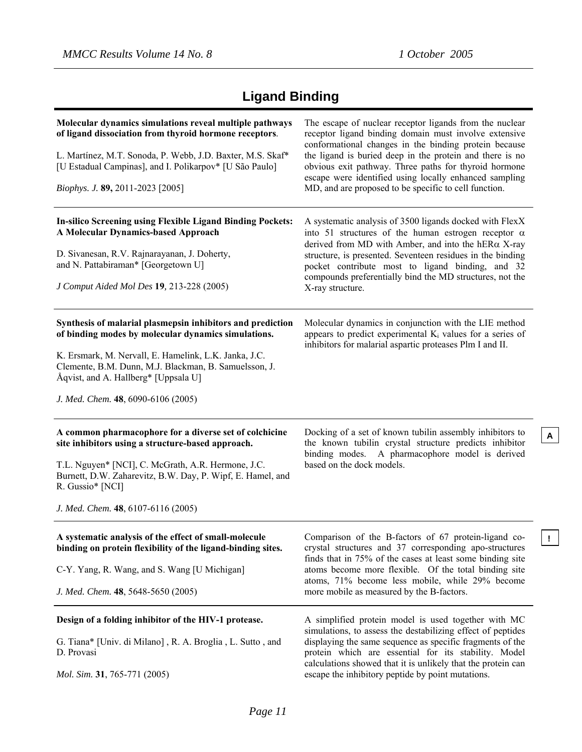# Ligand Binding

**Molecular dynamics simulations reveal multiple pathways of ligand dissociation from thyroid hormone receptors**.

L. Martínez, M.T. Sonoda, P. Webb, J.D. Baxter, M.S. Skaf* [U Estadual Campinas], and I. Polikarpov* [U São Paulo]

*Biophys. J.* **89,** 2011-2023 [2005]

The escape of nuclear receptor ligands from the nuclear receptor ligand binding domain must involve extensive conformational changes in the binding protein because the ligand is buried deep in the protein and there is no obvious exit pathway. Three paths for thyroid hormone escape were identified using locally enhanced sampling MD, and are proposed to be specific to cell function.

---

**In-silico Screening using Flexible Ligand Binding Pockets: A Molecular Dynamics-based Approach**

D. Sivanesan, R.V. Rajnarayanan, J. Doherty, and N. Pattabiraman* [Georgetown U]

*J Comput Aided Mol Des* **19**, 213-228 (2005)

A systematic analysis of 3500 ligands docked with FlexX into 51 structures of the human estrogen receptor $\alpha$ derived from MD with Amber, and into the hER$\alpha$ X-ray structure, is presented. Seventeen residues in the binding pocket contribute most to ligand binding, and 32 compounds preferentially bind the MD structures, not the X-ray structure.

---

**Synthesis of malarial plasmepsin inhibitors and prediction of binding modes by molecular dynamics simulations.**

K. Ersmark, M. Nervall, E. Hamelink, L.K. Janka, J.C. Clemente, B.M. Dunn, M.J. Blackman, B. Samuelsson, J. Åqvist, and A. Hallberg* [Uppsala U]

*J. Med. Chem.* **48**, 6090-6106 (2005)

Molecular dynamics in conjunction with the LIE method appears to predict experimental $K_i$ values for a series of inhibitors for malarial aspartic proteases Plm I and II.

---

**A common pharmacophore for a diverse set of colchicine site inhibitors using a structure-based approach.**

T.L. Nguyen* [NCI], C. McGrath, A.R. Hermone, J.C. Burnett, D.W. Zaharevitz, B.W. Day, P. Wipf, E. Hamel, and R. Gussio* [NCI]

*J. Med. Chem.* **48**, 6107-6116 (2005)

Docking of a set of known tubilin assembly inhibitors to the known tubilin crystal structure predicts inhibitor binding modes. A pharmacophore model is derived based on the dock models.

A

---

**A systematic analysis of the effect of small-molecule binding on protein flexibility of the ligand-binding sites.**

C-Y. Yang, R. Wang, and S. Wang [U Michigan]

*J. Med. Chem.* **48**, 5648-5650 (2005)

Comparison of the B-factors of 67 protein-ligand co-crystal structures and 37 corresponding apo-structures finds that in 75% of the cases at least some binding site atoms become more flexible. Of the total binding site atoms, 71% become less mobile, while 29% become more mobile as measured by the B-factors.

!

---

**Design of a folding inhibitor of the HIV-1 protease.**

G. Tiana* [Univ. di Milano] , R. A. Broglia , L. Sutto , and D. Provasi

*Mol. Sim.* **31**, 765-771 (2005)

A simplified protein model is used together with MC simulations, to assess the destabilizing effect of peptides displaying the same sequence as specific fragments of the protein which are essential for its stability. Model calculations showed that it is unlikely that the protein can escape the inhibitory peptide by point mutations.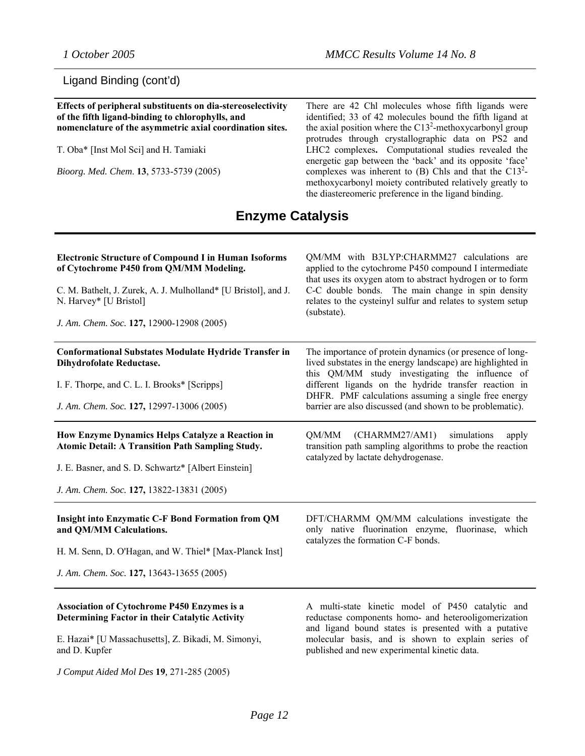Ligand Binding (cont'd)

**Effects of peripheral substituents on dia-stereoselectivity of the fifth ligand-binding to chlorophylls, and nomenclature of the asymmetric axial coordination sites.**

T. Oba* [Inst Mol Sci] and H. Tamiaki

*Bioorg. Med. Chem.* **13**, 5733-5739 (2005)

There are 42 Chl molecules whose fifth ligands were identified; 33 of 42 molecules bound the fifth ligand at the axial position where the $C13^2$-methoxycarbonyl group protrudes through crystallographic data on PS2 and LHC2 complexes**.** Computational studies revealed the energetic gap between the 'back' and its opposite 'face' complexes was inherent to (B) Chls and that the $C13^2$-methoxycarbonyl moiety contributed relatively greatly to the diastereomeric preference in the ligand binding.

# Enzyme Catalysis

**Electronic Structure of Compound I in Human Isoforms of Cytochrome P450 from QM/MM Modeling.**

C. M. Bathelt, J. Zurek, A. J. Mulholland* [U Bristol], and J. N. Harvey* [U Bristol]

*J. Am. Chem. Soc.* **127,** 12900-12908 (2005)

QM/MM with B3LYP:CHARMM27 calculations are applied to the cytochrome P450 compound I intermediate that uses its oxygen atom to abstract hydrogen or to form C-C double bonds. The main change in spin density relates to the cysteinyl sulfur and relates to system setup (substate).

**Conformational Substates Modulate Hydride Transfer in Dihydrofolate Reductase.**

I. F. Thorpe, and C. L. I. Brooks* [Scripps]

*J. Am. Chem. Soc.* **127,** 12997-13006 (2005)

The importance of protein dynamics (or presence of long-lived substates in the energy landscape) are highlighted in this QM/MM study investigating the influence of different ligands on the hydride transfer reaction in DHFR. PMF calculations assuming a single free energy barrier are also discussed (and shown to be problematic).

**How Enzyme Dynamics Helps Catalyze a Reaction in Atomic Detail: A Transition Path Sampling Study.**

J. E. Basner, and S. D. Schwartz* [Albert Einstein]

*J. Am. Chem. Soc.* **127,** 13822-13831 (2005)

QM/MM (CHARMM27/AM1) simulations apply transition path sampling algorithms to probe the reaction catalyzed by lactate dehydrogenase.

**Insight into Enzymatic C-F Bond Formation from QM and QM/MM Calculations.**

H. M. Senn, D. O'Hagan, and W. Thiel* [Max-Planck Inst]

*J. Am. Chem. Soc.* **127,** 13643-13655 (2005)

DFT/CHARMM QM/MM calculations investigate the only native fluorination enzyme, fluorinase, which catalyzes the formation C-F bonds.

**Association of Cytochrome P450 Enzymes is a Determining Factor in their Catalytic Activity**

E. Hazai* [U Massachusetts], Z. Bikadi, M. Simonyi, and D. Kupfer

*J Comput Aided Mol Des* **19***,* 271-285 (2005)

A multi-state kinetic model of P450 catalytic and reductase components homo- and heterooligomerization and ligand bound states is presented with a putative molecular basis, and is shown to explain series of published and new experimental kinetic data.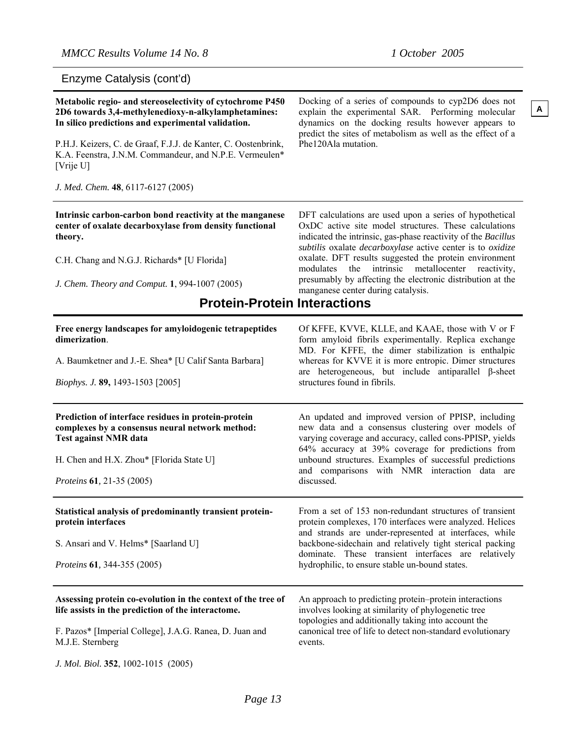## Enzyme Catalysis (cont'd)

**Metabolic regio- and stereoselectivity of cytochrome P450 2D6 towards 3,4-methylenedioxy-n-alkylamphetamines: In silico predictions and experimental validation.**

P.H.J. Keizers, C. de Graaf, F.J.J. de Kanter, C. Oostenbrink, K.A. Feenstra, J.N.M. Commandeur, and N.P.E. Vermeulen* [Vrije U]

*J. Med. Chem.* **48**, 6117-6127 (2005)

Docking of a series of compounds to cyp2D6 does not explain the experimental SAR. Performing molecular dynamics on the docking results however appears to predict the sites of metabolism as well as the effect of a Phe120Ala mutation.

A

---

**Intrinsic carbon-carbon bond reactivity at the manganese center of oxalate decarboxylase from density functional theory.**

C.H. Chang and N.G.J. Richards* [U Florida]

*J. Chem. Theory and Comput.* **1**, 994-1007 (2005)

DFT calculations are used upon a series of hypothetical OxDC active site model structures. These calculations indicated the intrinsic, gas-phase reactivity of the *Bacillus subtilis* oxalate *decarboxylase* active center is to *oxidize* oxalate. DFT results suggested the protein environment modulates the intrinsic metallocenter reactivity, presumably by affecting the electronic distribution at the manganese center during catalysis.

# Protein-Protein Interactions

**Free energy landscapes for amyloidogenic tetrapeptides dimerization**.

A. Baumketner and J.-E. Shea* [U Calif Santa Barbara]

*Biophys. J.* **89,** 1493-1503 [2005]

Of KFFE, KVVE, KLLE, and KAAE, those with V or F form amyloid fibrils experimentally. Replica exchange MD. For KFFE, the dimer stabilization is enthalpic whereas for KVVE it is more entropic. Dimer structures are heterogeneous, but include antiparallel β-sheet structures found in fibrils.

---

**Prediction of interface residues in protein-protein complexes by a consensus neural network method: Test against NMR data**

H. Chen and H.X. Zhou* [Florida State U]

*Proteins* **61**, 21-35 (2005)

An updated and improved version of PPISP, including new data and a consensus clustering over models of varying coverage and accuracy, called cons-PPISP, yields 64% accuracy at 39% coverage for predictions from unbound structures. Examples of successful predictions and comparisons with NMR interaction data are discussed.

---

**Statistical analysis of predominantly transient protein-protein interfaces**

S. Ansari and V. Helms* [Saarland U]

*Proteins* **61**, 344-355 (2005)

From a set of 153 non-redundant structures of transient protein complexes, 170 interfaces were analyzed. Helices and strands are under-represented at interfaces, while backbone-sidechain and relatively tight sterical packing dominate. These transient interfaces are relatively hydrophilic, to ensure stable un-bound states.

---

**Assessing protein co-evolution in the context of the tree of life assists in the prediction of the interactome.**

F. Pazos* [Imperial College], J.A.G. Ranea, D. Juan and M.J.E. Sternberg

*J. Mol. Biol.* **352**, 1002-1015 (2005)

An approach to predicting protein–protein interactions involves looking at similarity of phylogenetic tree topologies and additionally taking into account the canonical tree of life to detect non-standard evolutionary events.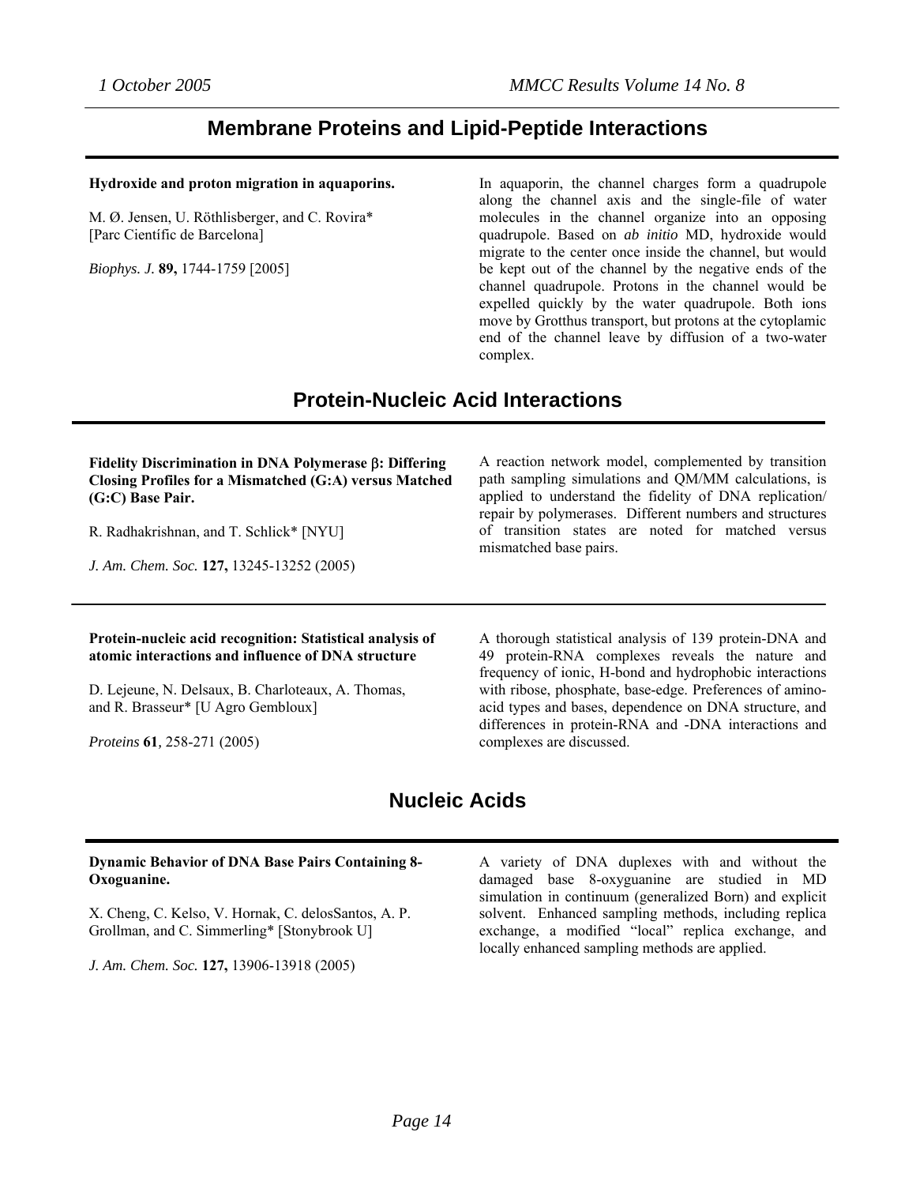## Membrane Proteins and Lipid-Peptide Interactions

**Hydroxide and proton migration in aquaporins.**

M. Ø. Jensen, U. Röthlisberger, and C. Rovira* [Parc Científic de Barcelona]

*Biophys. J.* **89,** 1744-1759 [2005]

In aquaporin, the channel charges form a quadrupole along the channel axis and the single-file of water molecules in the channel organize into an opposing quadrupole. Based on *ab initio* MD, hydroxide would migrate to the center once inside the channel, but would be kept out of the channel by the negative ends of the channel quadrupole. Protons in the channel would be expelled quickly by the water quadrupole. Both ions move by Grotthus transport, but protons at the cytoplamic end of the channel leave by diffusion of a two-water complex.

## Protein-Nucleic Acid Interactions

**Fidelity Discrimination in DNA Polymerase β: Differing Closing Profiles for a Mismatched (G:A) versus Matched (G:C) Base Pair.**

R. Radhakrishnan, and T. Schlick* [NYU]

*J. Am. Chem. Soc.* **127,** 13245-13252 (2005)

A reaction network model, complemented by transition path sampling simulations and QM/MM calculations, is applied to understand the fidelity of DNA replication/ repair by polymerases. Different numbers and structures of transition states are noted for matched versus mismatched base pairs.

---

**Protein-nucleic acid recognition: Statistical analysis of atomic interactions and influence of DNA structure**

D. Lejeune, N. Delsaux, B. Charloteaux, A. Thomas, and R. Brasseur* [U Agro Gembloux]

*Proteins* **61**, 258-271 (2005)

A thorough statistical analysis of 139 protein-DNA and 49 protein-RNA complexes reveals the nature and frequency of ionic, H-bond and hydrophobic interactions with ribose, phosphate, base-edge. Preferences of amino-acid types and bases, dependence on DNA structure, and differences in protein-RNA and -DNA interactions and complexes are discussed.

## Nucleic Acids

**Dynamic Behavior of DNA Base Pairs Containing 8-Oxoguanine.**

X. Cheng, C. Kelso, V. Hornak, C. delosSantos, A. P. Grollman, and C. Simmerling* [Stonybrook U]

*J. Am. Chem. Soc.* **127,** 13906-13918 (2005)

A variety of DNA duplexes with and without the damaged base 8-oxyguanine are studied in MD simulation in continuum (generalized Born) and explicit solvent. Enhanced sampling methods, including replica exchange, a modified "local" replica exchange, and locally enhanced sampling methods are applied.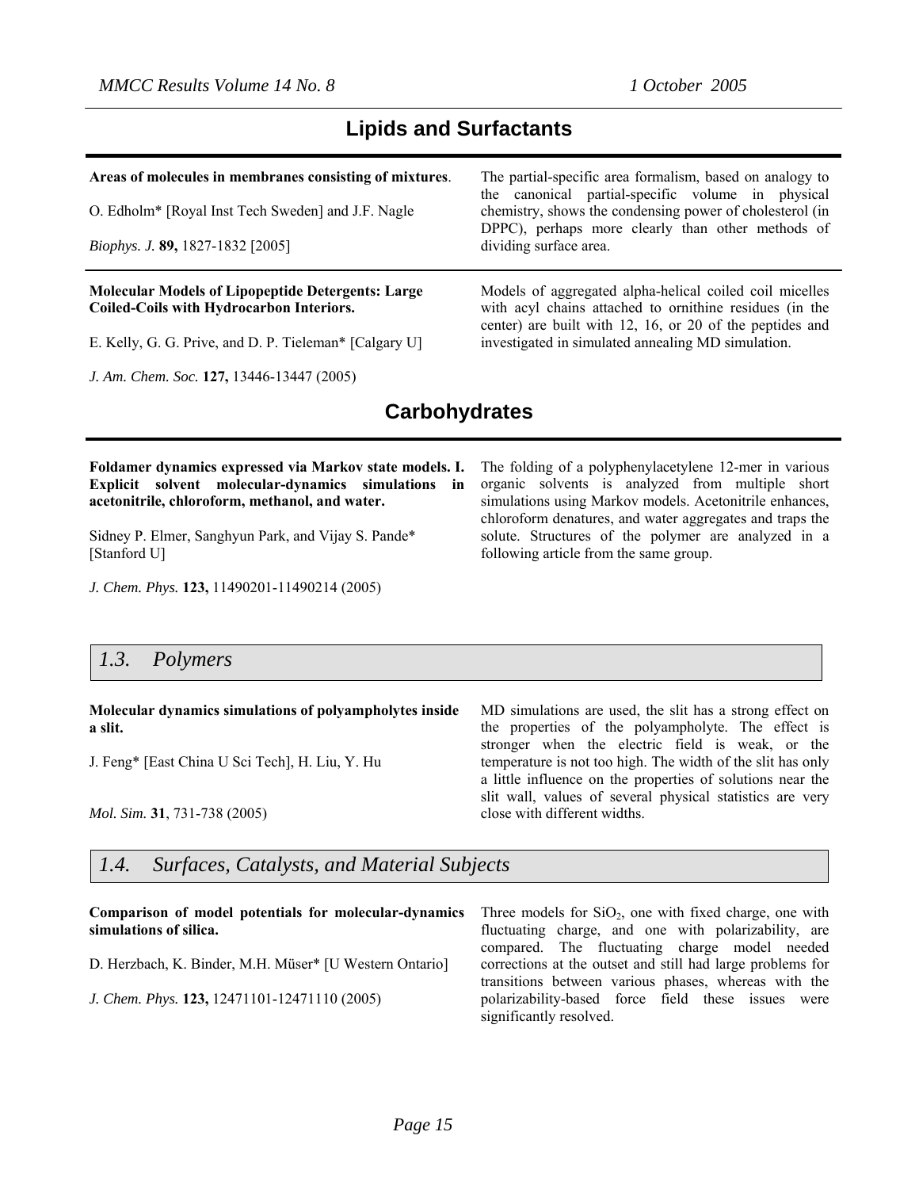## Lipids and Surfactants

**Areas of molecules in membranes consisting of mixtures**.

O. Edholm* [Royal Inst Tech Sweden] and J.F. Nagle

*Biophys. J.* **89,** 1827-1832 [2005]

The partial-specific area formalism, based on analogy to the canonical partial-specific volume in physical chemistry, shows the condensing power of cholesterol (in DPPC), perhaps more clearly than other methods of dividing surface area.

**Molecular Models of Lipopeptide Detergents: Large Coiled-Coils with Hydrocarbon Interiors.**

E. Kelly, G. G. Prive, and D. P. Tieleman* [Calgary U]

*J. Am. Chem. Soc.* **127,** 13446-13447 (2005)

Models of aggregated alpha-helical coiled coil micelles with acyl chains attached to ornithine residues (in the center) are built with 12, 16, or 20 of the peptides and investigated in simulated annealing MD simulation.

## Carbohydrates

**Foldamer dynamics expressed via Markov state models. I. Explicit solvent molecular-dynamics simulations in acetonitrile, chloroform, methanol, and water.**

Sidney P. Elmer, Sanghyun Park, and Vijay S. Pande* [Stanford U]

*J. Chem. Phys.* **123,** 11490201-11490214 (2005)

The folding of a polyphenylacetylene 12-mer in various organic solvents is analyzed from multiple short simulations using Markov models. Acetonitrile enhances, chloroform denatures, and water aggregates and traps the solute. Structures of the polymer are analyzed in a following article from the same group.

## *1.3. Polymers*

**Molecular dynamics simulations of polyampholytes inside a slit.**

J. Feng* [East China U Sci Tech], H. Liu, Y. Hu

*Mol. Sim.* **31**, 731-738 (2005)

MD simulations are used, the slit has a strong effect on the properties of the polyampholyte. The effect is stronger when the electric field is weak, or the temperature is not too high. The width of the slit has only a little influence on the properties of solutions near the slit wall, values of several physical statistics are very close with different widths.

## *1.4. Surfaces, Catalysts, and Material Subjects*

**Comparison of model potentials for molecular-dynamics simulations of silica.**

D. Herzbach, K. Binder, M.H. Müser* [U Western Ontario]

*J. Chem. Phys.* **123,** 12471101-12471110 (2005)

Three models for $SiO_2$, one with fixed charge, one with fluctuating charge, and one with polarizability, are compared. The fluctuating charge model needed corrections at the outset and still had large problems for transitions between various phases, whereas with the polarizability-based force field these issues were significantly resolved.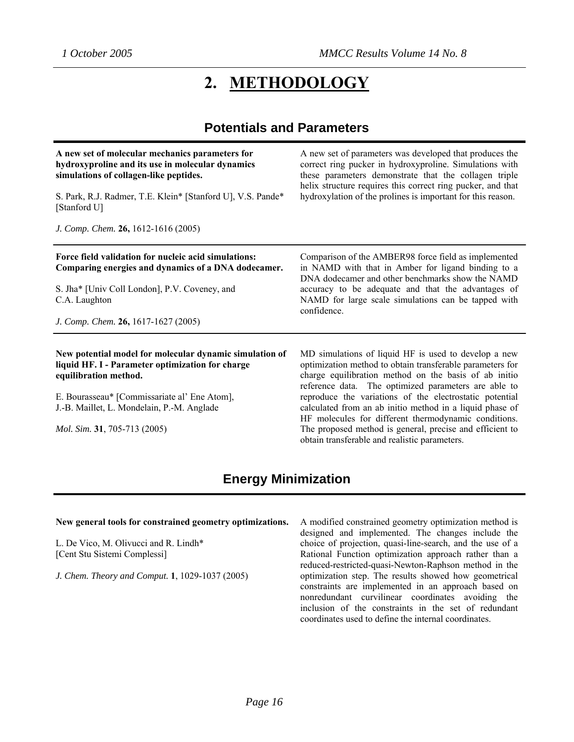# 2. METHODOLOGY

## Potentials and Parameters

**A new set of molecular mechanics parameters for hydroxyproline and its use in molecular dynamics simulations of collagen-like peptides.**

S. Park, R.J. Radmer, T.E. Klein* [Stanford U], V.S. Pande* [Stanford U]

*J. Comp. Chem.* **26,** 1612-1616 (2005)

A new set of parameters was developed that produces the correct ring pucker in hydroxyproline. Simulations with these parameters demonstrate that the collagen triple helix structure requires this correct ring pucker, and that hydroxylation of the prolines is important for this reason.

---

**Force field validation for nucleic acid simulations: Comparing energies and dynamics of a DNA dodecamer.**

S. Jha* [Univ Coll London], P.V. Coveney, and C.A. Laughton

*J. Comp. Chem.* **26,** 1617-1627 (2005)

Comparison of the AMBER98 force field as implemented in NAMD with that in Amber for ligand binding to a DNA dodecamer and other benchmarks show the NAMD accuracy to be adequate and that the advantages of NAMD for large scale simulations can be tapped with confidence.

---

**New potential model for molecular dynamic simulation of liquid HF. I - Parameter optimization for charge equilibration method.**

E. Bourasseau* [Commissariate al' Ene Atom], J.-B. Maillet, L. Mondelain, P.-M. Anglade

*Mol. Sim.* **31**, 705-713 (2005)

MD simulations of liquid HF is used to develop a new optimization method to obtain transferable parameters for charge equilibration method on the basis of ab initio reference data. The optimized parameters are able to reproduce the variations of the electrostatic potential calculated from an ab initio method in a liquid phase of HF molecules for different thermodynamic conditions. The proposed method is general, precise and efficient to obtain transferable and realistic parameters.

## Energy Minimization

**New general tools for constrained geometry optimizations.**

L. De Vico, M. Olivucci and R. Lindh* [Cent Stu Sistemi Complessi]

*J. Chem. Theory and Comput.* **1**, 1029-1037 (2005)

A modified constrained geometry optimization method is designed and implemented. The changes include the choice of projection, quasi-line-search, and the use of a Rational Function optimization approach rather than a reduced-restricted-quasi-Newton-Raphson method in the optimization step. The results showed how geometrical constraints are implemented in an approach based on nonredundant curvilinear coordinates avoiding the inclusion of the constraints in the set of redundant coordinates used to define the internal coordinates.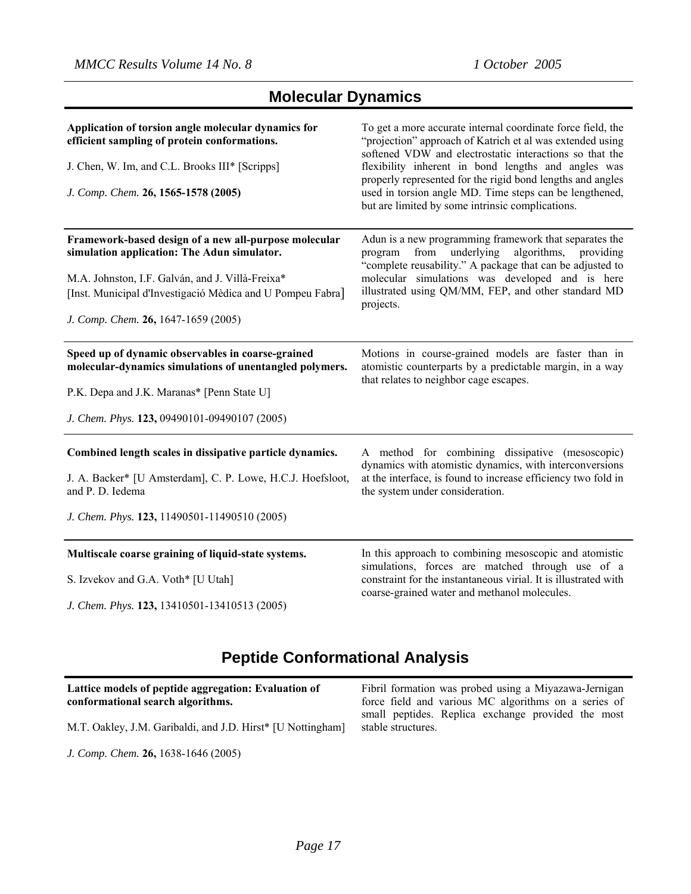## Molecular Dynamics

**Application of torsion angle molecular dynamics for efficient sampling of protein conformations.**

J. Chen, W. Im, and C.L. Brooks III* [Scripps]

*J. Comp. Chem.* **26, 1565-1578 (2005)**

To get a more accurate internal coordinate force field, the "projection" approach of Katrich et al was extended using softened VDW and electrostatic interactions so that the flexibility inherent in bond lengths and angles was properly represented for the rigid bond lengths and angles used in torsion angle MD. Time steps can be lengthened, but are limited by some intrinsic complications.

---

**Framework-based design of a new all-purpose molecular simulation application: The Adun simulator.**

M.A. Johnston, I.F. Galván, and J. Villà-Freixa* [Inst. Municipal d'Investigació Mèdica and U Pompeu Fabra]

*J. Comp. Chem.* **26,** 1647-1659 (2005)

Adun is a new programming framework that separates the program from underlying algorithms, providing "complete reusability." A package that can be adjusted to molecular simulations was developed and is here illustrated using QM/MM, FEP, and other standard MD projects.

---

**Speed up of dynamic observables in coarse-grained molecular-dynamics simulations of unentangled polymers.**

P.K. Depa and J.K. Maranas* [Penn State U]

*J. Chem. Phys.* **123,** 09490101-09490107 (2005)

Motions in course-grained models are faster than in atomistic counterparts by a predictable margin, in a way that relates to neighbor cage escapes.

---

**Combined length scales in dissipative particle dynamics.**

J. A. Backer* [U Amsterdam], C. P. Lowe, H.C.J. Hoefsloot, and P. D. Iedema

*J. Chem. Phys.* **123,** 11490501-11490510 (2005)

A method for combining dissipative (mesoscopic) dynamics with atomistic dynamics, with interconversions at the interface, is found to increase efficiency two fold in the system under consideration.

---

**Multiscale coarse graining of liquid-state systems.**

S. Izvekov and G.A. Voth* [U Utah]

*J. Chem. Phys.* **123,** 13410501-13410513 (2005)

In this approach to combining mesoscopic and atomistic simulations, forces are matched through use of a constraint for the instantaneous virial. It is illustrated with coarse-grained water and methanol molecules.

## Peptide Conformational Analysis

**Lattice models of peptide aggregation: Evaluation of conformational search algorithms.**

M.T. Oakley, J.M. Garibaldi, and J.D. Hirst* [U Nottingham]

*J. Comp. Chem.* **26,** 1638-1646 (2005)

Fibril formation was probed using a Miyazawa-Jernigan force field and various MC algorithms on a series of small peptides. Replica exchange provided the most stable structures.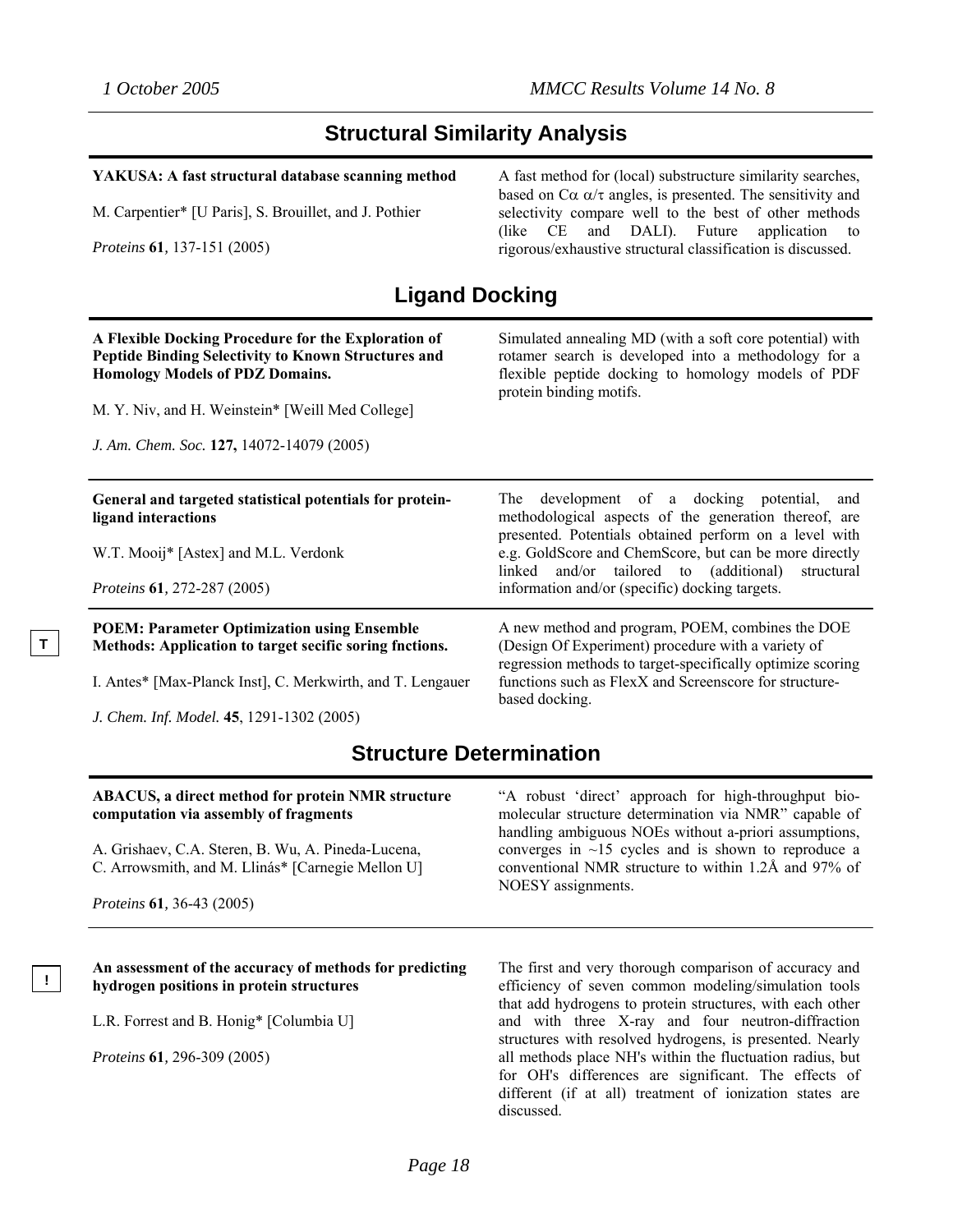## Structural Similarity Analysis

**YAKUSA: A fast structural database scanning method**

M. Carpentier* [U Paris], S. Brouillet, and J. Pothier

*Proteins* **61**, 137-151 (2005)

A fast method for (local) substructure similarity searches, based on C$\alpha$ $\alpha/\tau$ angles, is presented. The sensitivity and selectivity compare well to the best of other methods (like CE and DALI). Future application to rigorous/exhaustive structural classification is discussed.

## Ligand Docking

**A Flexible Docking Procedure for the Exploration of Peptide Binding Selectivity to Known Structures and Homology Models of PDZ Domains.**

M. Y. Niv, and H. Weinstein* [Weill Med College]

*J. Am. Chem. Soc.* **127,** 14072-14079 (2005)

Simulated annealing MD (with a soft core potential) with rotamer search is developed into a methodology for a flexible peptide docking to homology models of PDF protein binding motifs.

---

**General and targeted statistical potentials for protein-ligand interactions**

W.T. Mooij* [Astex] and M.L. Verdonk

*Proteins* **61**, 272-287 (2005)

The development of a docking potential, and methodological aspects of the generation thereof, are presented. Potentials obtained perform on a level with e.g. GoldScore and ChemScore, but can be more directly linked and/or tailored to (additional) structural information and/or (specific) docking targets.

---

T

**POEM: Parameter Optimization using Ensemble Methods: Application to target secific soring fnctions.**

I. Antes* [Max-Planck Inst], C. Merkwirth, and T. Lengauer

*J. Chem. Inf. Model.* **45**, 1291-1302 (2005)

A new method and program, POEM, combines the DOE (Design Of Experiment) procedure with a variety of regression methods to target-specifically optimize scoring functions such as FlexX and Screenscore for structure-based docking.

## Structure Determination

**ABACUS, a direct method for protein NMR structure computation via assembly of fragments**

A. Grishaev, C.A. Steren, B. Wu, A. Pineda-Lucena, C. Arrowsmith, and M. Llinás* [Carnegie Mellon U]

*Proteins* **61**, 36-43 (2005)

"A robust 'direct' approach for high-throughput bio-molecular structure determination via NMR" capable of handling ambiguous NOEs without a-priori assumptions, converges in ~15 cycles and is shown to reproduce a conventional NMR structure to within 1.2Å and 97% of NOESY assignments.

---

!

**An assessment of the accuracy of methods for predicting hydrogen positions in protein structures**

L.R. Forrest and B. Honig* [Columbia U]

*Proteins* **61**, 296-309 (2005)

The first and very thorough comparison of accuracy and efficiency of seven common modeling/simulation tools that add hydrogens to protein structures, with each other and with three X-ray and four neutron-diffraction structures with resolved hydrogens, is presented. Nearly all methods place NH's within the fluctuation radius, but for OH's differences are significant. The effects of different (if at all) treatment of ionization states are discussed.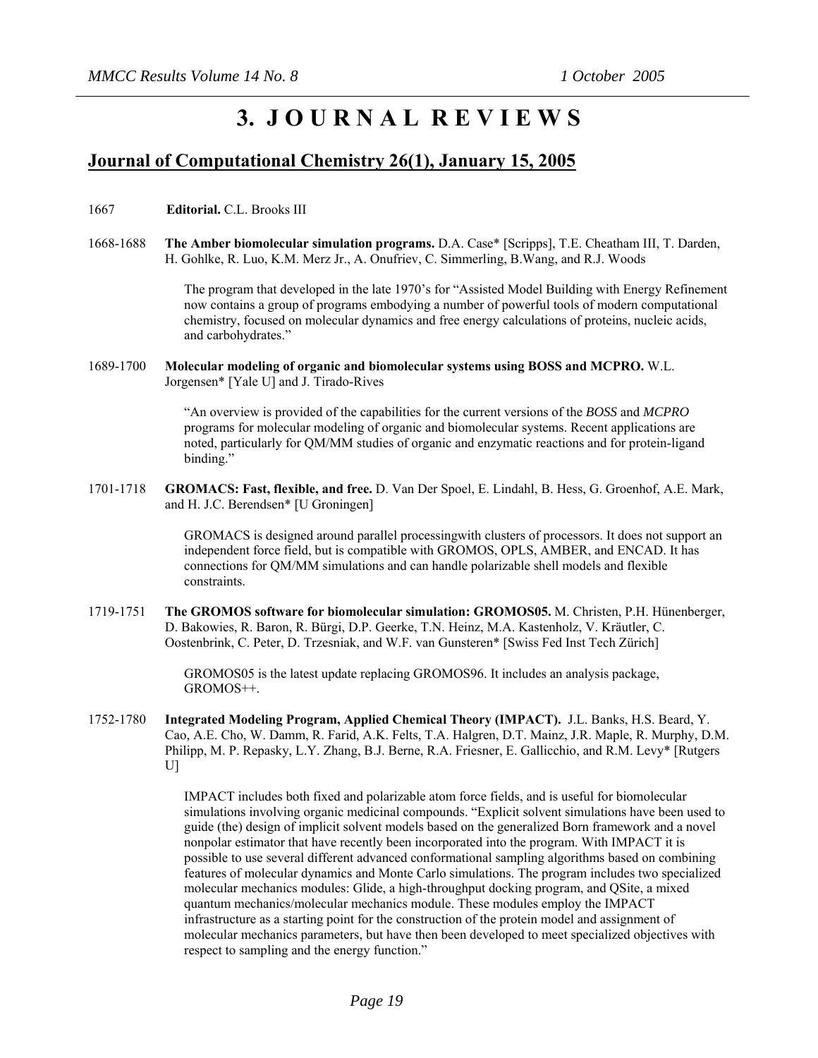# 3. JOURNAL REVIEWS

## Journal of Computational Chemistry 26(1), January 15, 2005

1667 **Editorial.** C.L. Brooks III

1668-1688 **The Amber biomolecular simulation programs.** D.A. Case* [Scripps], T.E. Cheatham III, T. Darden, H. Gohlke, R. Luo, K.M. Merz Jr., A. Onufriev, C. Simmerling, B.Wang, and R.J. Woods

> The program that developed in the late 1970's for "Assisted Model Building with Energy Refinement now contains a group of programs embodying a number of powerful tools of modern computational chemistry, focused on molecular dynamics and free energy calculations of proteins, nucleic acids, and carbohydrates."

1689-1700 **Molecular modeling of organic and biomolecular systems using BOSS and MCPRO.** W.L. Jorgensen* [Yale U] and J. Tirado-Rives

> "An overview is provided of the capabilities for the current versions of the *BOSS* and *MCPRO* programs for molecular modeling of organic and biomolecular systems. Recent applications are noted, particularly for QM/MM studies of organic and enzymatic reactions and for protein-ligand binding."

1701-1718 **GROMACS: Fast, flexible, and free.** D. Van Der Spoel, E. Lindahl, B. Hess, G. Groenhof, A.E. Mark, and H. J.C. Berendsen* [U Groningen]

> GROMACS is designed around parallel processingwith clusters of processors. It does not support an independent force field, but is compatible with GROMOS, OPLS, AMBER, and ENCAD. It has connections for QM/MM simulations and can handle polarizable shell models and flexible constraints.

1719-1751 **The GROMOS software for biomolecular simulation: GROMOS05.** M. Christen, P.H. Hünenberger, D. Bakowies, R. Baron, R. Bürgi, D.P. Geerke, T.N. Heinz, M.A. Kastenholz, V. Kräutler, C. Oostenbrink, C. Peter, D. Trzesniak, and W.F. van Gunsteren* [Swiss Fed Inst Tech Zürich]

> GROMOS05 is the latest update replacing GROMOS96. It includes an analysis package, GROMOS++.

1752-1780 **Integrated Modeling Program, Applied Chemical Theory (IMPACT).** J.L. Banks, H.S. Beard, Y. Cao, A.E. Cho, W. Damm, R. Farid, A.K. Felts, T.A. Halgren, D.T. Mainz, J.R. Maple, R. Murphy, D.M. Philipp, M. P. Repasky, L.Y. Zhang, B.J. Berne, R.A. Friesner, E. Gallicchio, and R.M. Levy* [Rutgers U]

> IMPACT includes both fixed and polarizable atom force fields, and is useful for biomolecular simulations involving organic medicinal compounds. "Explicit solvent simulations have been used to guide (the) design of implicit solvent models based on the generalized Born framework and a novel nonpolar estimator that have recently been incorporated into the program. With IMPACT it is possible to use several different advanced conformational sampling algorithms based on combining features of molecular dynamics and Monte Carlo simulations. The program includes two specialized molecular mechanics modules: Glide, a high-throughput docking program, and QSite, a mixed quantum mechanics/molecular mechanics module. These modules employ the IMPACT infrastructure as a starting point for the construction of the protein model and assignment of molecular mechanics parameters, but have then been developed to meet specialized objectives with respect to sampling and the energy function."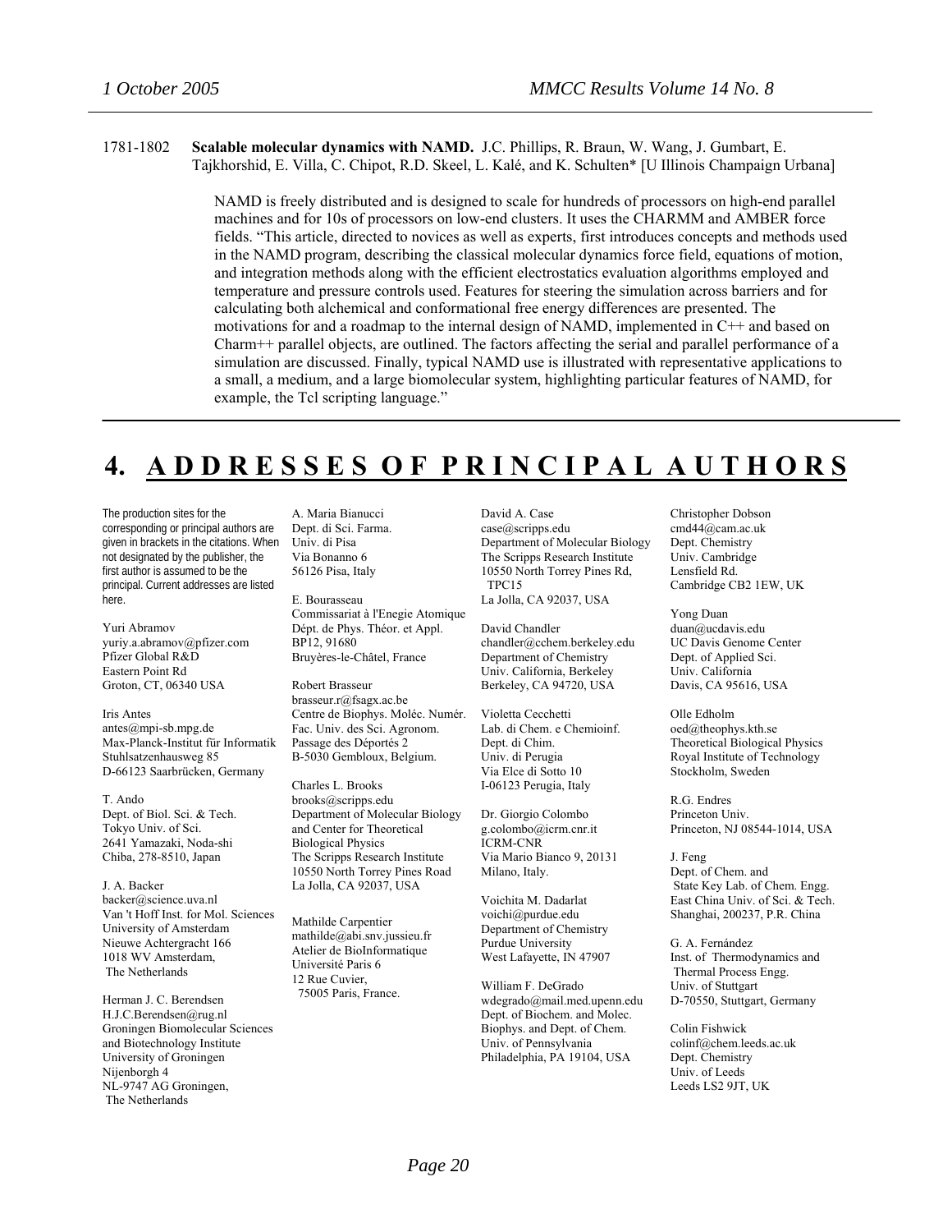1781-1802 **Scalable molecular dynamics with NAMD.** J.C. Phillips, R. Braun, W. Wang, J. Gumbart, E. Tajkhorshid, E. Villa, C. Chipot, R.D. Skeel, L. Kalé, and K. Schulten* [U Illinois Champaign Urbana]

NAMD is freely distributed and is designed to scale for hundreds of processors on high-end parallel machines and for 10s of processors on low-end clusters. It uses the CHARMM and AMBER force fields. "This article, directed to novices as well as experts, first introduces concepts and methods used in the NAMD program, describing the classical molecular dynamics force field, equations of motion, and integration methods along with the efficient electrostatics evaluation algorithms employed and temperature and pressure controls used. Features for steering the simulation across barriers and for calculating both alchemical and conformational free energy differences are presented. The motivations for and a roadmap to the internal design of NAMD, implemented in C++ and based on Charm++ parallel objects, are outlined. The factors affecting the serial and parallel performance of a simulation are discussed. Finally, typical NAMD use is illustrated with representative applications to a small, a medium, and a large biomolecular system, highlighting particular features of NAMD, for example, the Tcl scripting language."

# 4. ADDRESSES OF PRINCIPAL AUTHORS

The production sites for the corresponding or principal authors are given in brackets in the citations. When not designated by the publisher, the first author is assumed to be the principal. Current addresses are listed here.

Yuri Abramov
yuriy.a.abramov@pfizer.com
Pfizer Global R&D
Eastern Point Rd
Groton, CT, 06340 USA

Iris Antes
antes@mpi-sb.mpg.de
Max-Planck-Institut für Informatik
Stuhlsatzenhausweg 85
D-66123 Saarbrücken, Germany

T. Ando
Dept. of Biol. Sci. & Tech.
Tokyo Univ. of Sci.
2641 Yamazaki, Noda-shi
Chiba, 278-8510, Japan

J. A. Backer
backer@science.uva.nl
Van 't Hoff Inst. for Mol. Sciences
University of Amsterdam
Nieuwe Achtergracht 166
1018 WV Amsterdam,
The Netherlands

Herman J. C. Berendsen
H.J.C.Berendsen@rug.nl
Groningen Biomolecular Sciences and Biotechnology Institute
University of Groningen
Nijenborgh 4
NL-9747 AG Groningen,
The Netherlands

A. Maria Bianucci
Dept. di Sci. Farma.
Univ. di Pisa
Via Bonanno 6
56126 Pisa, Italy

E. Bourasseau
Commissariat à l'Enegie Atomique
Dépt. de Phys. Théor. et Appl.
BP12, 91680
Bruyères-le-Châtel, France

Robert Brasseur
brasseur.r@fsagx.ac.be
Centre de Biophys. Moléc. Numér.
Fac. Univ. des Sci. Agronom.
Passage des Déportés 2
B-5030 Gembloux, Belgium.

Charles L. Brooks
brooks@scripps.edu
Department of Molecular Biology and Center for Theoretical Biological Physics
The Scripps Research Institute
10550 North Torrey Pines Road
La Jolla, CA 92037, USA

Mathilde Carpentier
mathilde@abi.snv.jussieu.fr
Atelier de BioInformatique
Université Paris 6
12 Rue Cuvier,
75005 Paris, France.

David A. Case
case@scripps.edu
Department of Molecular Biology
The Scripps Research Institute
10550 North Torrey Pines Rd, TPC15
La Jolla, CA 92037, USA

David Chandler
chandler@cchem.berkeley.edu
Department of Chemistry
Univ. California, Berkeley
Berkeley, CA 94720, USA

Violetta Cecchetti
Lab. di Chem. e Chemioinf.
Dept. di Chim.
Univ. di Perugia
Via Elce di Sotto 10
I-06123 Perugia, Italy

Dr. Giorgio Colombo
g.colombo@icrm.cnr.it
ICRM-CNR
Via Mario Bianco 9, 20131
Milano, Italy.

Voichita M. Dadarlat
voichi@purdue.edu
Department of Chemistry
Purdue University
West Lafayette, IN 47907

William F. DeGrado
wdegrado@mail.med.upenn.edu
Dept. of Biochem. and Molec. Biophys. and Dept. of Chem.
Univ. of Pennsylvania
Philadelphia, PA 19104, USA

Christopher Dobson
cmd44@cam.ac.uk
Dept. Chemistry
Univ. Cambridge
Lensfield Rd.
Cambridge CB2 1EW, UK

Yong Duan
duan@ucdavis.edu
UC Davis Genome Center
Dept. of Applied Sci.
Univ. California
Davis, CA 95616, USA

Olle Edholm
oed@theophys.kth.se
Theoretical Biological Physics
Royal Institute of Technology
Stockholm, Sweden

R.G. Endres
Princeton Univ.
Princeton, NJ 08544-1014, USA

J. Feng
Dept. of Chem. and State Key Lab. of Chem. Engg.
East China Univ. of Sci. & Tech.
Shanghai, 200237, P.R. China

G. A. Fernández
Inst. of Thermodynamics and Thermal Process Engg.
Univ. of Stuttgart
D-70550, Stuttgart, Germany

Colin Fishwick
colinf@chem.leeds.ac.uk
Dept. Chemistry
Univ. of Leeds
Leeds LS2 9JT, UK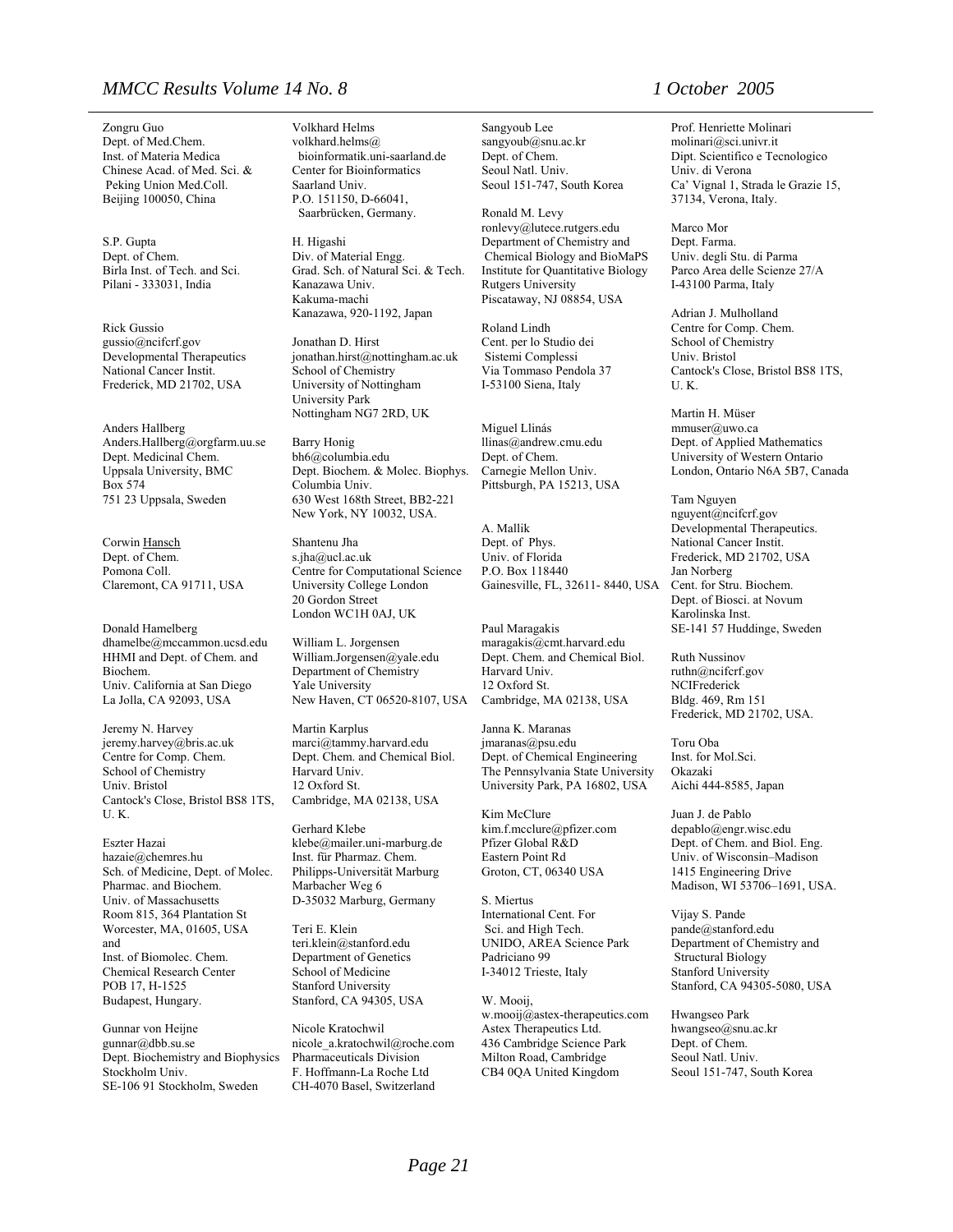Zongru Guo
Dept. of Med.Chem.
Inst. of Materia Medica
Chinese Acad. of Med. Sci. &
Peking Union Med.Coll.
Beijing 100050, China

S.P. Gupta
Dept. of Chem.
Birla Inst. of Tech. and Sci.
Pilani - 333031, India

Rick Gussio
gussio@ncifcrf.gov
Developmental Therapeutics
National Cancer Instit.
Frederick, MD 21702, USA

Anders Hallberg
Anders.Hallberg@orgfarm.uu.se
Dept. Medicinal Chem.
Uppsala University, BMC
Box 574
751 23 Uppsala, Sweden

Corwin Hansch
Dept. of Chem.
Pomona Coll.
Claremont, CA 91711, USA

Donald Hamelberg
dhamelbe@mccammon.ucsd.edu
HHMI and Dept. of Chem. and Biochem.
Univ. California at San Diego
La Jolla, CA 92093, USA

Jeremy N. Harvey
jeremy.harvey@bris.ac.uk
Centre for Comp. Chem.
School of Chemistry
Univ. Bristol
Cantock's Close, Bristol BS8 1TS, U. K.

Eszter Hazai
hazaie@chemres.hu
Sch. of Medicine, Dept. of Molec. Pharmac. and Biochem.
Univ. of Massachusetts
Room 815, 364 Plantation St
Worcester, MA, 01605, USA
and
Inst. of Biomolec. Chem.
Chemical Research Center
POB 17, H-1525
Budapest, Hungary.

Gunnar von Heijne
gunnar@dbb.su.se
Dept. Biochemistry and Biophysics
Stockholm Univ.
SE-106 91 Stockholm, Sweden

Volkhard Helms
volkhard.helms@bioinformatik.uni-saarland.de
Center for Bioinformatics
Saarland Univ.
P.O. 151150, D-66041,
Saarbrücken, Germany.

H. Higashi
Div. of Material Engg.
Grad. Sch. of Natural Sci. & Tech.
Kanazawa Univ.
Kakuma-machi
Kanazawa, 920-1192, Japan

Jonathan D. Hirst
jonathan.hirst@nottingham.ac.uk
School of Chemistry
University of Nottingham
University Park
Nottingham NG7 2RD, UK

Barry Honig
bh6@columbia.edu
Dept. Biochem. & Molec. Biophys.
Columbia Univ.
630 West 168th Street, BB2-221
New York, NY 10032, USA.

Shantenu Jha
s.jha@ucl.ac.uk
Centre for Computational Science
University College London
20 Gordon Street
London WC1H 0AJ, UK

William L. Jorgensen
William.Jorgensen@yale.edu
Department of Chemistry
Yale University
New Haven, CT 06520-8107, USA

Martin Karplus
marci@tammy.harvard.edu
Dept. Chem. and Chemical Biol.
Harvard Univ.
12 Oxford St.
Cambridge, MA 02138, USA

Gerhard Klebe
klebe@mailer.uni-marburg.de
Inst. für Pharmaz. Chem.
Philipps-Universität Marburg
Marbacher Weg 6
D-35032 Marburg, Germany

Teri E. Klein
teri.klein@stanford.edu
Department of Genetics
School of Medicine
Stanford University
Stanford, CA 94305, USA

Nicole Kratochwil
nicole_a.kratochwil@roche.com
Pharmaceuticals Division
F. Hoffmann-La Roche Ltd
CH-4070 Basel, Switzerland

Sangyoub Lee
sangyoub@snu.ac.kr
Dept. of Chem.
Seoul Natl. Univ.
Seoul 151-747, South Korea

Ronald M. Levy
ronlevy@lutece.rutgers.edu
Department of Chemistry and Chemical Biology and BioMaPS
Institute for Quantitative Biology
Rutgers University
Piscataway, NJ 08854, USA

Roland Lindh
Cent. per lo Studio dei Sistemi Complessi
Via Tommaso Pendola 37
I-53100 Siena, Italy

Miguel Llinás
llinas@andrew.cmu.edu
Dept. of Chem.
Carnegie Mellon Univ.
Pittsburgh, PA 15213, USA

A. Mallik
Dept. of Phys.
Univ. of Florida
P.O. Box 118440
Gainesville, FL, 32611- 8440, USA

Paul Maragakis
maragakis@cmt.harvard.edu
Dept. Chem. and Chemical Biol.
Harvard Univ.
12 Oxford St.
Cambridge, MA 02138, USA

Janna K. Maranas
jmaranas@psu.edu
Dept. of Chemical Engineering
The Pennsylvania State University
University Park, PA 16802, USA

Kim McClure
kim.f.mcclure@pfizer.com
Pfizer Global R&D
Eastern Point Rd
Groton, CT, 06340 USA

S. Miertus
International Cent. For Sci. and High Tech.
UNIDO, AREA Science Park
Padriciano 99
I-34012 Trieste, Italy

W. Mooij,
w.mooij@astex-therapeutics.com
Astex Therapeutics Ltd.
436 Cambridge Science Park
Milton Road, Cambridge
CB4 0QA United Kingdom

Prof. Henriette Molinari
molinari@sci.univr.it
Dipt. Scientifico e Tecnologico
Univ. di Verona
Ca' Vignal 1, Strada le Grazie 15,
37134, Verona, Italy.

Marco Mor
Dept. Farma.
Univ. degli Stu. di Parma
Parco Area delle Scienze 27/A
I-43100 Parma, Italy

Adrian J. Mulholland
Centre for Comp. Chem.
School of Chemistry
Univ. Bristol
Cantock's Close, Bristol BS8 1TS, U. K.

Martin H. Müser
mmuser@uwo.ca
Dept. of Applied Mathematics
University of Western Ontario
London, Ontario N6A 5B7, Canada

Tam Nguyen
nguyent@ncifcrf.gov
Developmental Therapeutics.
National Cancer Instit.
Frederick, MD 21702, USA

Jan Norberg
Cent. for Stru. Biochem.
Dept. of Biosci. at Novum
Karolinska Inst.
SE-141 57 Huddinge, Sweden

Ruth Nussinov
ruthn@ncifcrf.gov
NCIFrederick
Bldg. 469, Rm 151
Frederick, MD 21702, USA.

Toru Oba
Inst. for Mol.Sci.
Okazaki
Aichi 444-8585, Japan

Juan J. de Pablo
depablo@engr.wisc.edu
Dept. of Chem. and Biol. Eng.
Univ. of Wisconsin–Madison
1415 Engineering Drive
Madison, WI 53706–1691, USA.

Vijay S. Pande
pande@stanford.edu
Department of Chemistry and Structural Biology
Stanford University
Stanford, CA 94305-5080, USA

Hwangseo Park
hwangseo@snu.ac.kr
Dept. of Chem.
Seoul Natl. Univ.
Seoul 151-747, South Korea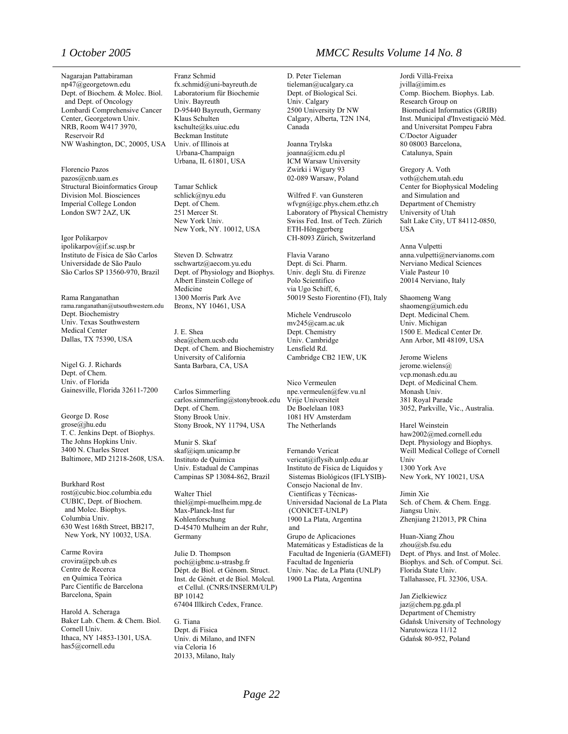Nagarajan Pattabiraman
np47@georgetown.edu
Dept. of Biochem. & Molec. Biol. and Dept. of Oncology
Lombardi Comprehensive Cancer Center, Georgetown Univ.
NRB, Room W417 3970, Reservoir Rd
NW Washington, DC, 20005, USA

Florencio Pazos
pazos@cnb.uam.es
Structural Bioinformatics Group
Division Mol. Biosciences
Imperial College London
London SW7 2AZ, UK

Igor Polikarpov
ipolikarpov@if.sc.usp.br
Instituto de Física de São Carlos
Universidade de São Paulo
São Carlos SP 13560-970, Brazil

Rama Ranganathan
rama.ranganathan@utsouthwestern.edu
Dept. Biochemistry
Univ. Texas Southwestern Medical Center
Dallas, TX 75390, USA

Nigel G. J. Richards
Dept. of Chem.
Univ. of Florida
Gainesville, Florida 32611-7200

George D. Rose
grose@jhu.edu
T. C. Jenkins Dept. of Biophys.
The Johns Hopkins Univ.
3400 N. Charles Street
Baltimore, MD 21218-2608, USA.

Burkhard Rost
rost@cubic.bioc.columbia.edu
CUBIC, Dept. of Biochem. and Molec. Biophys.
Columbia Univ.
630 West 168th Street, BB217, New York, NY 10032, USA.

Carme Rovira
crovira@pcb.ub.es
Centre de Recerca en Química Teòrica
Parc Científic de Barcelona
Barcelona, Spain

Harold A. Scheraga
Baker Lab. Chem. & Chem. Biol.
Cornell Univ.
Ithaca, NY 14853-1301, USA.
has5@cornell.edu

Franz Schmid
fx.schmid@uni-bayreuth.de
Laboratorium für Biochemie
Univ. Bayreuth
D-95440 Bayreuth, Germany

Klaus Schulten
kschulte@ks.uiuc.edu
Beckman Institute
Univ. of Illinois at Urbana-Champaign
Urbana, IL 61801, USA

Tamar Schlick
schlick@nyu.edu
Dept. of Chem.
251 Mercer St.
New York Univ.
New York, NY. 10012, USA

Steven D. Schwatrz
sschwartz@aecom.yu.edu
Dept. of Physiology and Biophys.
Albert Einstein College of Medicine
1300 Morris Park Ave
Bronx, NY 10461, USA

J. E. Shea
shea@chem.ucsb.edu
Dept. of Chem. and Biochemistry
University of California
Santa Barbara, CA, USA

Carlos Simmerling
carlos.simmerling@stonybrook.edu
Dept. of Chem.
Stony Brook Univ.
Stony Brook, NY 11794, USA

Munir S. Skaf
skaf@iqm.unicamp.br
Instituto de Química
Univ. Estadual de Campinas
Campinas SP 13084-862, Brazil

Walter Thiel
thiel@mpi-muelheim.mpg.de
Max-Planck-Inst fur Kohlenforschung
D-45470 Mulheim an der Ruhr, Germany

Julie D. Thompson
poch@igbmc.u-strasbg.fr
Dépt. de Biol. et Génom. Struct.
Inst. de Génét. et de Biol. Molcul. et Cellul. (CNRS/INSERM/ULP)
BP 10142
67404 Illkirch Cedex, France.

G. Tiana
Dept. di Fisica
Univ. di Milano, and INFN
via Celoria 16
20133, Milano, Italy

D. Peter Tieleman
tieleman@ucalgary.ca
Dept. of Biological Sci.
Univ. Calgary
2500 University Dr NW
Calgary, Alberta, T2N 1N4, Canada

Joanna Trylska
joanna@icm.edu.pl
ICM Warsaw University
Zwirki i Wigury 93
02-089 Warsaw, Poland

Wilfred F. van Gunsteren
wfvgn@igc.phys.chem.ethz.ch
Laboratory of Physical Chemistry
Swiss Fed. Inst. of Tech. Zürich
ETH-Hönggerberg
CH-8093 Zürich, Switzerland

Flavia Varano
Dept. di Sci. Pharm.
Univ. degli Stu. di Firenze
Polo Scientifico
via Ugo Schiff, 6,
50019 Sesto Fiorentino (FI), Italy

Michele Vendruscolo
mv245@cam.ac.uk
Dept. Chemistry
Univ. Cambridge
Lensfield Rd.
Cambridge CB2 1EW, UK

Nico Vermeulen
npe.vermeulen@few.vu.nl
Vrije Universiteit
De Boelelaan 1083
1081 HV Amsterdam
The Netherlands

Fernando Vericat
vericat@iflysib.unlp.edu.ar
Instituto de Física de Líquidos y Sistemas Biológicos (IFLYSIB)-
Consejo Nacional de Inv. Científicas y Técnicas-
Universidad Nacional de La Plata (CONICET-UNLP)
1900 La Plata, Argentina
and
Grupo de Aplicaciones Matemáticas y Estadísticas de la Facultad de Ingeniería (GAMEFI)
Facultad de Ingeniería
Univ. Nac. de La Plata (UNLP)
1900 La Plata, Argentina

Jordi Villà-Freixa
jvilla@imim.es
Comp. Biochem. Biophys. Lab.
Research Group on Biomedical Informatics (GRIB)
Inst. Municipal d'Investigació Mèd. and Universitat Pompeu Fabra
C/Doctor Aiguader
80 08003 Barcelona, Catalunya, Spain

Gregory A. Voth
voth@chem.utah.edu
Center for Biophysical Modeling and Simulation and
Department of Chemistry
University of Utah
Salt Lake City, UT 84112-0850, USA

Anna Vulpetti
anna.vulpetti@nervianoms.com
Nerviano Medical Sciences
Viale Pasteur 10
20014 Nerviano, Italy

Shaomeng Wang
shaomeng@umich.edu
Dept. Medicinal Chem.
Univ. Michigan
1500 E. Medical Center Dr.
Ann Arbor, MI 48109, USA

Jerome Wielens
jerome.wielens@vcp.monash.edu.au
Dept. of Medicinal Chem.
Monash Univ.
381 Royal Parade
3052, Parkville, Vic., Australia.

Harel Weinstein
haw2002@med.cornell.edu
Dept. Physiology and Biophys.
Weill Medical College of Cornell Univ
1300 York Ave
New York, NY 10021, USA

Jimin Xie
Sch. of Chem. & Chem. Engg.
Jiangsu Univ.
Zhenjiang 212013, PR China

Huan-Xiang Zhou
zhou@sb.fsu.edu
Dept. of Phys. and Inst. of Molec. Biophys. and Sch. of Comput. Sci.
Florida State Univ.
Tallahassee, FL 32306, USA.

Jan Zielkiewicz
jaz@chem.pg.gda.pl
Department of Chemistry
Gdańsk University of Technology
Narutowicza 11/12
Gdańsk 80-952, Poland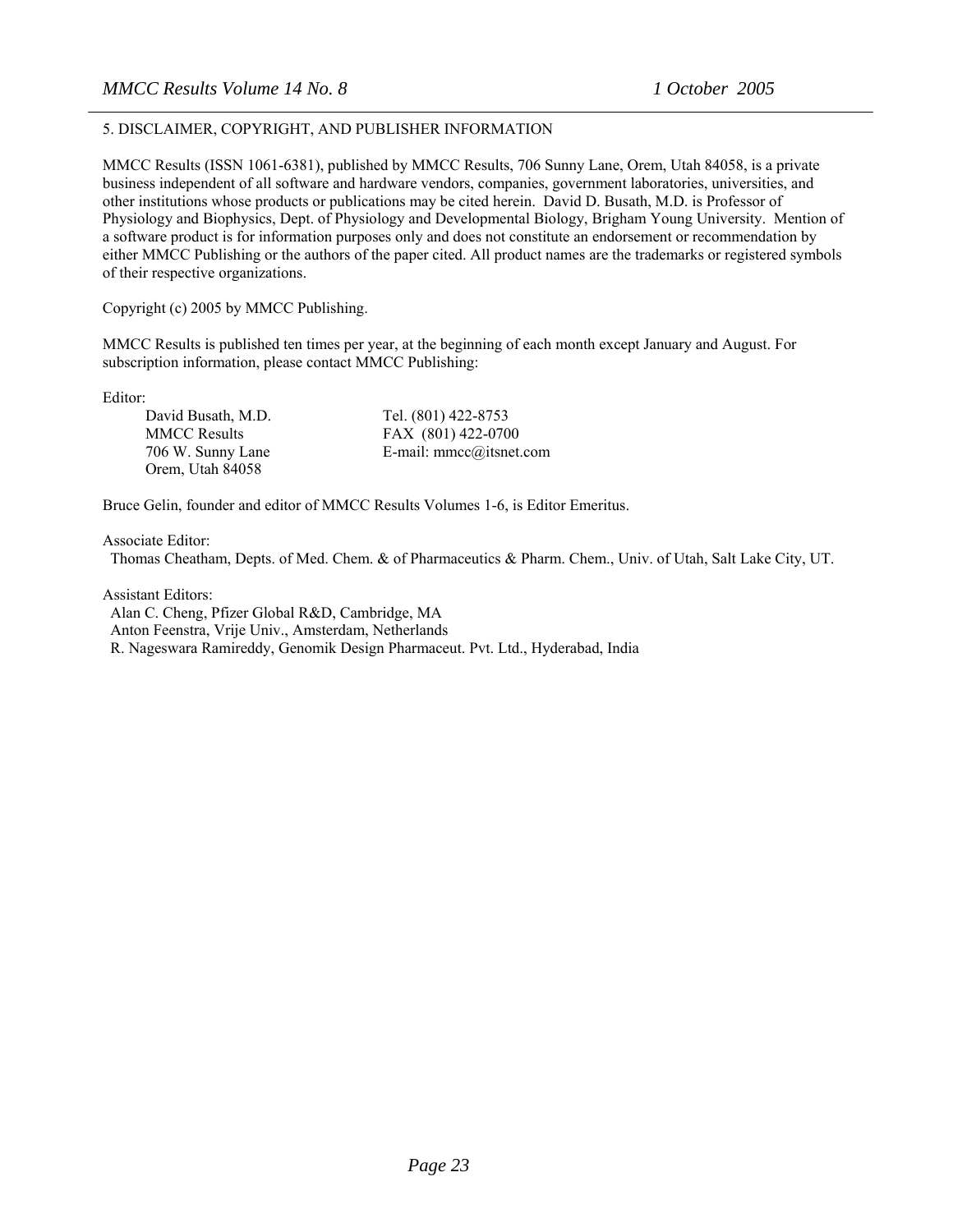## 5. DISCLAIMER, COPYRIGHT, AND PUBLISHER INFORMATION

MMCC Results (ISSN 1061-6381), published by MMCC Results, 706 Sunny Lane, Orem, Utah 84058, is a private business independent of all software and hardware vendors, companies, government laboratories, universities, and other institutions whose products or publications may be cited herein. David D. Busath, M.D. is Professor of Physiology and Biophysics, Dept. of Physiology and Developmental Biology, Brigham Young University. Mention of a software product is for information purposes only and does not constitute an endorsement or recommendation by either MMCC Publishing or the authors of the paper cited. All product names are the trademarks or registered symbols of their respective organizations.

Copyright (c) 2005 by MMCC Publishing.

MMCC Results is published ten times per year, at the beginning of each month except January and August. For subscription information, please contact MMCC Publishing:

Editor:

David Busath, M.D.
MMCC Results
706 W. Sunny Lane
Orem, Utah 84058

Tel. (801) 422-8753
FAX (801) 422-0700
E-mail: mmcc@itsnet.com

Bruce Gelin, founder and editor of MMCC Results Volumes 1-6, is Editor Emeritus.

Associate Editor:
Thomas Cheatham, Depts. of Med. Chem. & of Pharmaceutics & Pharm. Chem., Univ. of Utah, Salt Lake City, UT.

Assistant Editors:
Alan C. Cheng, Pfizer Global R&D, Cambridge, MA
Anton Feenstra, Vrije Univ., Amsterdam, Netherlands
R. Nageswara Ramireddy, Genomik Design Pharmaceut. Pvt. Ltd., Hyderabad, India